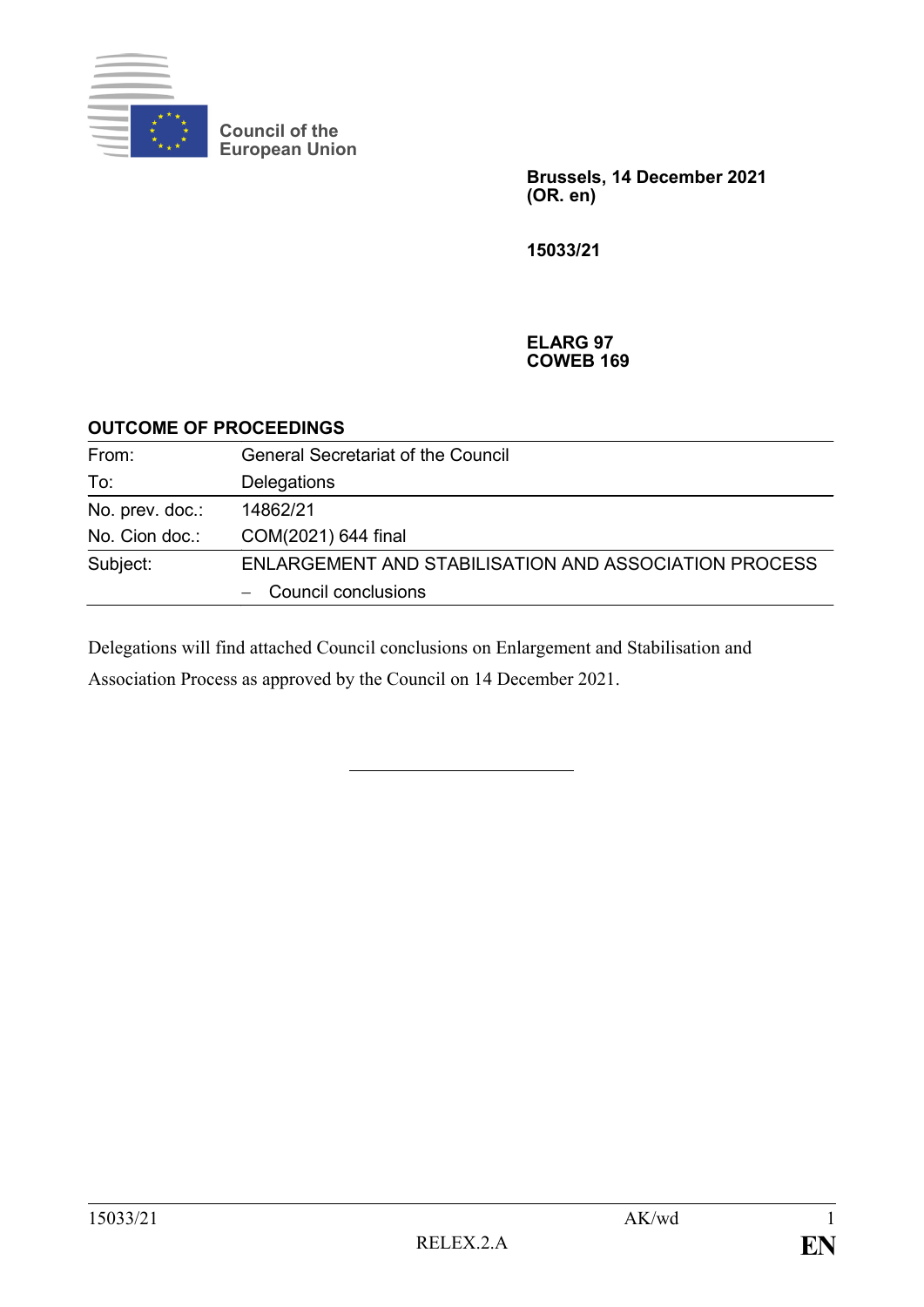Council of the European Union

**Brussels, 14 December 2021**
**(OR. en)**

**15033/21**

**ELARG 97**
**COWEB 169**

## OUTCOME OF PROCEEDINGS

| | |
|---|---|
| From: | General Secretariat of the Council |
| To: | Delegations |
| No. prev. doc.: | 14862/21 |
| No. Cion doc.: | COM(2021) 644 final |
| Subject: | ENLARGEMENT AND STABILISATION AND ASSOCIATION PROCESS – Council conclusions |

Delegations will find attached Council conclusions on Enlargement and Stabilisation and Association Process as approved by the Council on 14 December 2021.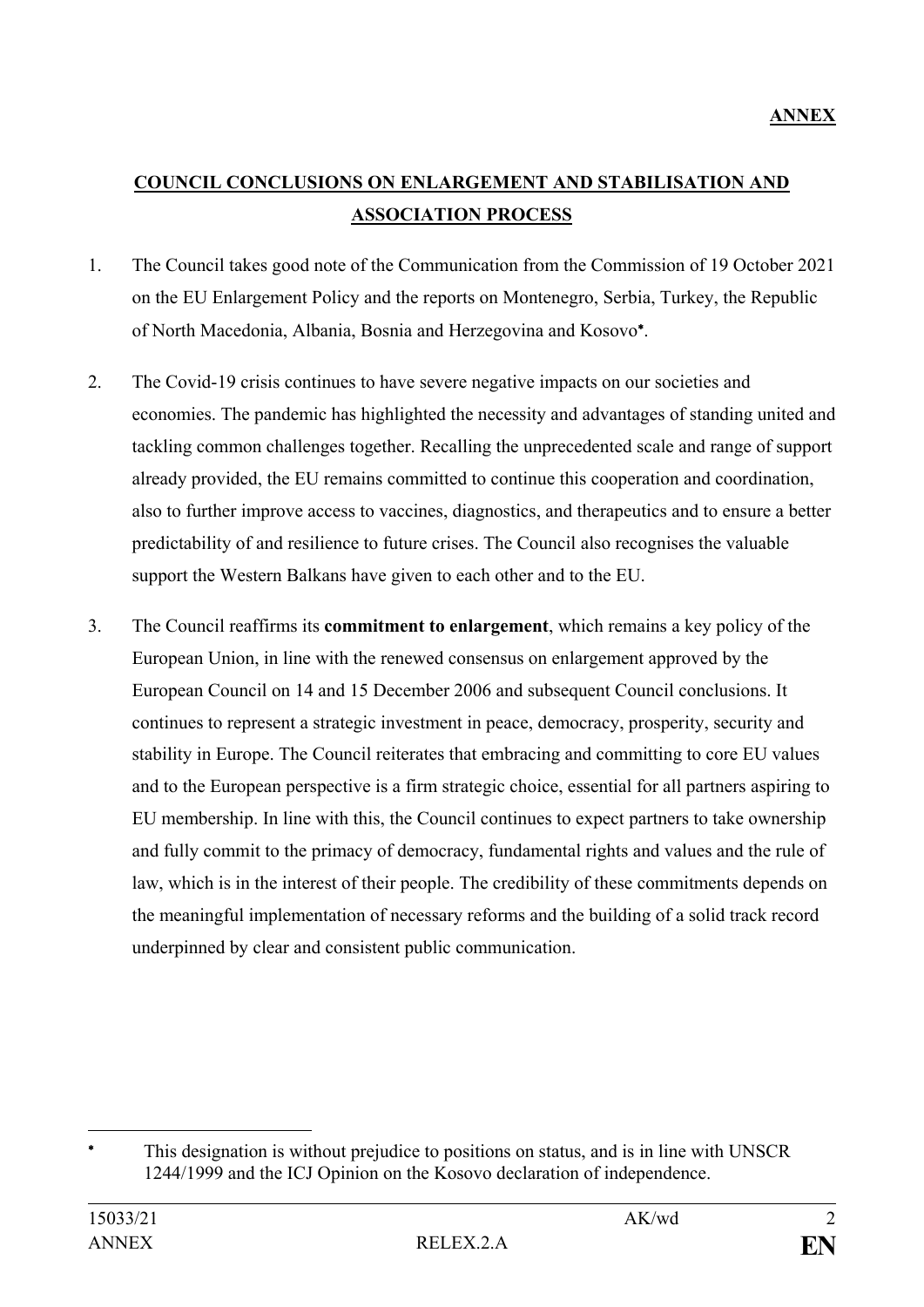**ANNEX**

## COUNCIL CONCLUSIONS ON ENLARGEMENT AND STABILISATION AND ASSOCIATION PROCESS

1. The Council takes good note of the Communication from the Commission of 19 October 2021 on the EU Enlargement Policy and the reports on Montenegro, Serbia, Turkey, the Republic of North Macedonia, Albania, Bosnia and Herzegovina and Kosovo*.

2. The Covid-19 crisis continues to have severe negative impacts on our societies and economies. The pandemic has highlighted the necessity and advantages of standing united and tackling common challenges together. Recalling the unprecedented scale and range of support already provided, the EU remains committed to continue this cooperation and coordination, also to further improve access to vaccines, diagnostics, and therapeutics and to ensure a better predictability of and resilience to future crises. The Council also recognises the valuable support the Western Balkans have given to each other and to the EU.

3. The Council reaffirms its **commitment to enlargement**, which remains a key policy of the European Union, in line with the renewed consensus on enlargement approved by the European Council on 14 and 15 December 2006 and subsequent Council conclusions. It continues to represent a strategic investment in peace, democracy, prosperity, security and stability in Europe. The Council reiterates that embracing and committing to core EU values and to the European perspective is a firm strategic choice, essential for all partners aspiring to EU membership. In line with this, the Council continues to expect partners to take ownership and fully commit to the primacy of democracy, fundamental rights and values and the rule of law, which is in the interest of their people. The credibility of these commitments depends on the meaningful implementation of necessary reforms and the building of a solid track record underpinned by clear and consistent public communication.

---

* This designation is without prejudice to positions on status, and is in line with UNSCR 1244/1999 and the ICJ Opinion on the Kosovo declaration of independence.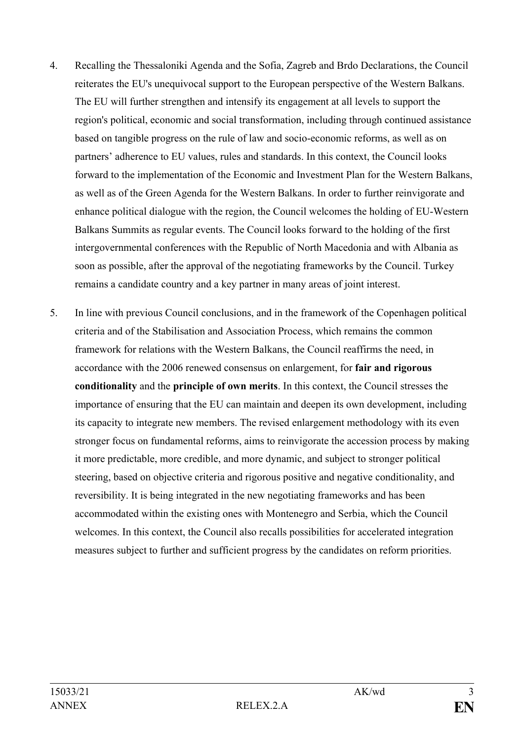4. Recalling the Thessaloniki Agenda and the Sofia, Zagreb and Brdo Declarations, the Council reiterates the EU's unequivocal support to the European perspective of the Western Balkans. The EU will further strengthen and intensify its engagement at all levels to support the region's political, economic and social transformation, including through continued assistance based on tangible progress on the rule of law and socio-economic reforms, as well as on partners' adherence to EU values, rules and standards. In this context, the Council looks forward to the implementation of the Economic and Investment Plan for the Western Balkans, as well as of the Green Agenda for the Western Balkans. In order to further reinvigorate and enhance political dialogue with the region, the Council welcomes the holding of EU-Western Balkans Summits as regular events. The Council looks forward to the holding of the first intergovernmental conferences with the Republic of North Macedonia and with Albania as soon as possible, after the approval of the negotiating frameworks by the Council. Turkey remains a candidate country and a key partner in many areas of joint interest.

5. In line with previous Council conclusions, and in the framework of the Copenhagen political criteria and of the Stabilisation and Association Process, which remains the common framework for relations with the Western Balkans, the Council reaffirms the need, in accordance with the 2006 renewed consensus on enlargement, for **fair and rigorous conditionality** and the **principle of own merits**. In this context, the Council stresses the importance of ensuring that the EU can maintain and deepen its own development, including its capacity to integrate new members. The revised enlargement methodology with its even stronger focus on fundamental reforms, aims to reinvigorate the accession process by making it more predictable, more credible, and more dynamic, and subject to stronger political steering, based on objective criteria and rigorous positive and negative conditionality, and reversibility. It is being integrated in the new negotiating frameworks and has been accommodated within the existing ones with Montenegro and Serbia, which the Council welcomes. In this context, the Council also recalls possibilities for accelerated integration measures subject to further and sufficient progress by the candidates on reform priorities.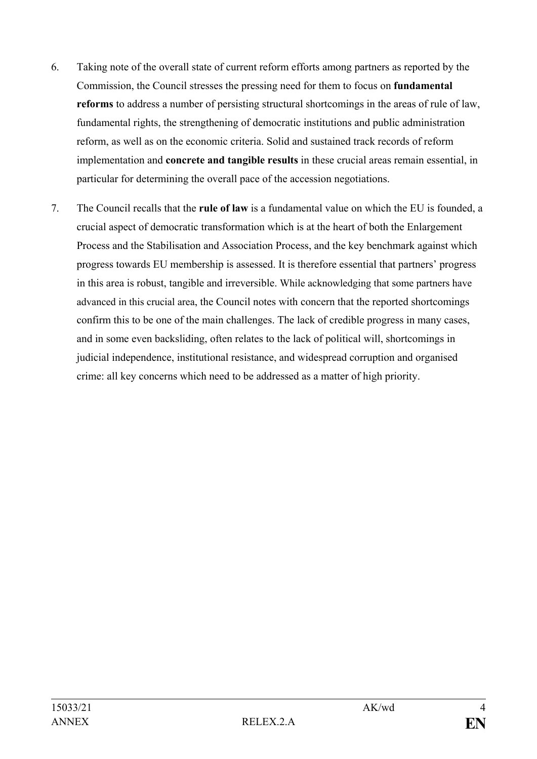6. Taking note of the overall state of current reform efforts among partners as reported by the Commission, the Council stresses the pressing need for them to focus on **fundamental reforms** to address a number of persisting structural shortcomings in the areas of rule of law, fundamental rights, the strengthening of democratic institutions and public administration reform, as well as on the economic criteria. Solid and sustained track records of reform implementation and **concrete and tangible results** in these crucial areas remain essential, in particular for determining the overall pace of the accession negotiations.

7. The Council recalls that the **rule of law** is a fundamental value on which the EU is founded, a crucial aspect of democratic transformation which is at the heart of both the Enlargement Process and the Stabilisation and Association Process, and the key benchmark against which progress towards EU membership is assessed. It is therefore essential that partners' progress in this area is robust, tangible and irreversible. While acknowledging that some partners have advanced in this crucial area, the Council notes with concern that the reported shortcomings confirm this to be one of the main challenges. The lack of credible progress in many cases, and in some even backsliding, often relates to the lack of political will, shortcomings in judicial independence, institutional resistance, and widespread corruption and organised crime: all key concerns which need to be addressed as a matter of high priority.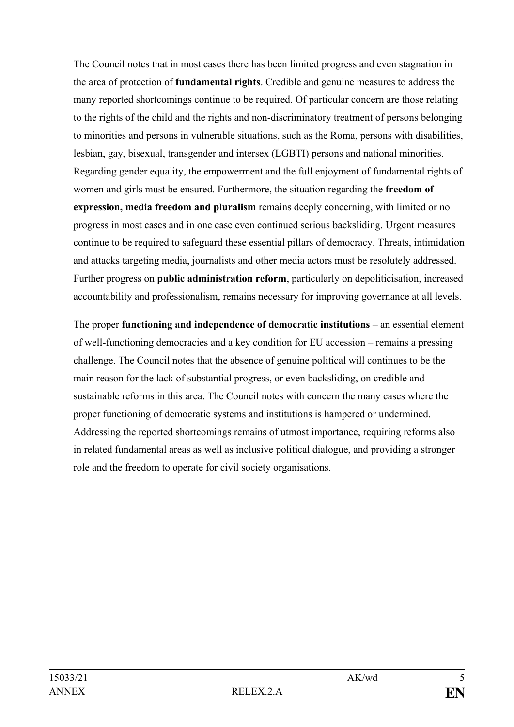The Council notes that in most cases there has been limited progress and even stagnation in the area of protection of **fundamental rights**. Credible and genuine measures to address the many reported shortcomings continue to be required. Of particular concern are those relating to the rights of the child and the rights and non-discriminatory treatment of persons belonging to minorities and persons in vulnerable situations, such as the Roma, persons with disabilities, lesbian, gay, bisexual, transgender and intersex (LGBTI) persons and national minorities. Regarding gender equality, the empowerment and the full enjoyment of fundamental rights of women and girls must be ensured. Furthermore, the situation regarding the **freedom of expression, media freedom and pluralism** remains deeply concerning, with limited or no progress in most cases and in one case even continued serious backsliding. Urgent measures continue to be required to safeguard these essential pillars of democracy. Threats, intimidation and attacks targeting media, journalists and other media actors must be resolutely addressed. Further progress on **public administration reform**, particularly on depoliticisation, increased accountability and professionalism, remains necessary for improving governance at all levels.

The proper **functioning and independence of democratic institutions** – an essential element of well-functioning democracies and a key condition for EU accession – remains a pressing challenge. The Council notes that the absence of genuine political will continues to be the main reason for the lack of substantial progress, or even backsliding, on credible and sustainable reforms in this area. The Council notes with concern the many cases where the proper functioning of democratic systems and institutions is hampered or undermined. Addressing the reported shortcomings remains of utmost importance, requiring reforms also in related fundamental areas as well as inclusive political dialogue, and providing a stronger role and the freedom to operate for civil society organisations.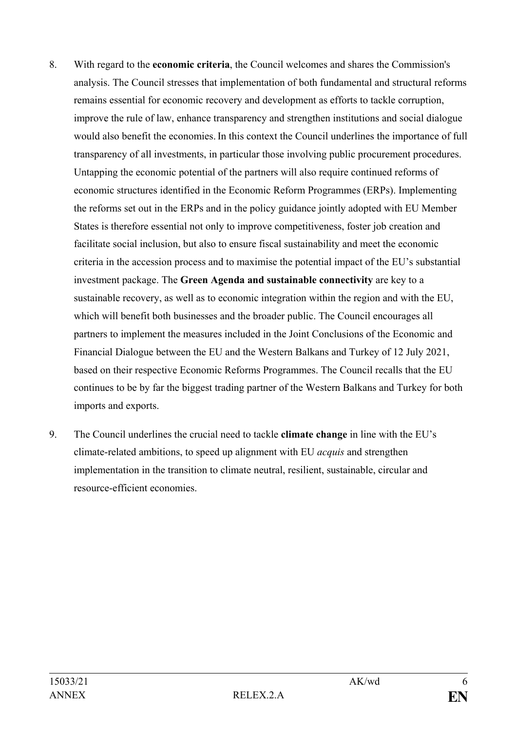8. With regard to the **economic criteria**, the Council welcomes and shares the Commission's analysis. The Council stresses that implementation of both fundamental and structural reforms remains essential for economic recovery and development as efforts to tackle corruption, improve the rule of law, enhance transparency and strengthen institutions and social dialogue would also benefit the economies. In this context the Council underlines the importance of full transparency of all investments, in particular those involving public procurement procedures. Untapping the economic potential of the partners will also require continued reforms of economic structures identified in the Economic Reform Programmes (ERPs). Implementing the reforms set out in the ERPs and in the policy guidance jointly adopted with EU Member States is therefore essential not only to improve competitiveness, foster job creation and facilitate social inclusion, but also to ensure fiscal sustainability and meet the economic criteria in the accession process and to maximise the potential impact of the EU's substantial investment package. The **Green Agenda and sustainable connectivity** are key to a sustainable recovery, as well as to economic integration within the region and with the EU, which will benefit both businesses and the broader public. The Council encourages all partners to implement the measures included in the Joint Conclusions of the Economic and Financial Dialogue between the EU and the Western Balkans and Turkey of 12 July 2021, based on their respective Economic Reforms Programmes. The Council recalls that the EU continues to be by far the biggest trading partner of the Western Balkans and Turkey for both imports and exports.

9. The Council underlines the crucial need to tackle **climate change** in line with the EU's climate-related ambitions, to speed up alignment with EU *acquis* and strengthen implementation in the transition to climate neutral, resilient, sustainable, circular and resource-efficient economies.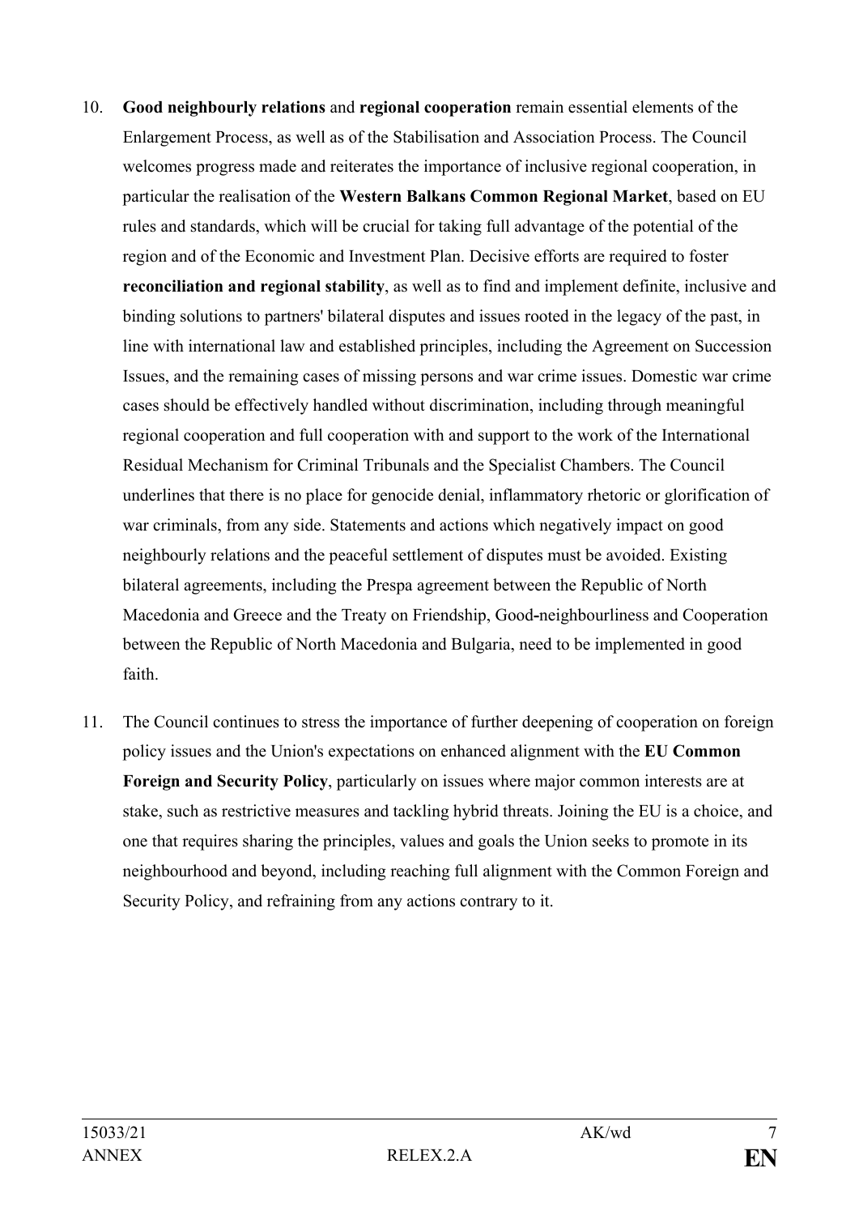10. **Good neighbourly relations** and **regional cooperation** remain essential elements of the Enlargement Process, as well as of the Stabilisation and Association Process. The Council welcomes progress made and reiterates the importance of inclusive regional cooperation, in particular the realisation of the **Western Balkans Common Regional Market**, based on EU rules and standards, which will be crucial for taking full advantage of the potential of the region and of the Economic and Investment Plan. Decisive efforts are required to foster **reconciliation and regional stability**, as well as to find and implement definite, inclusive and binding solutions to partners' bilateral disputes and issues rooted in the legacy of the past, in line with international law and established principles, including the Agreement on Succession Issues, and the remaining cases of missing persons and war crime issues. Domestic war crime cases should be effectively handled without discrimination, including through meaningful regional cooperation and full cooperation with and support to the work of the International Residual Mechanism for Criminal Tribunals and the Specialist Chambers. The Council underlines that there is no place for genocide denial, inflammatory rhetoric or glorification of war criminals, from any side. Statements and actions which negatively impact on good neighbourly relations and the peaceful settlement of disputes must be avoided. Existing bilateral agreements, including the Prespa agreement between the Republic of North Macedonia and Greece and the Treaty on Friendship, Good-neighbourliness and Cooperation between the Republic of North Macedonia and Bulgaria, need to be implemented in good faith.

11. The Council continues to stress the importance of further deepening of cooperation on foreign policy issues and the Union's expectations on enhanced alignment with the **EU Common Foreign and Security Policy**, particularly on issues where major common interests are at stake, such as restrictive measures and tackling hybrid threats. Joining the EU is a choice, and one that requires sharing the principles, values and goals the Union seeks to promote in its neighbourhood and beyond, including reaching full alignment with the Common Foreign and Security Policy, and refraining from any actions contrary to it.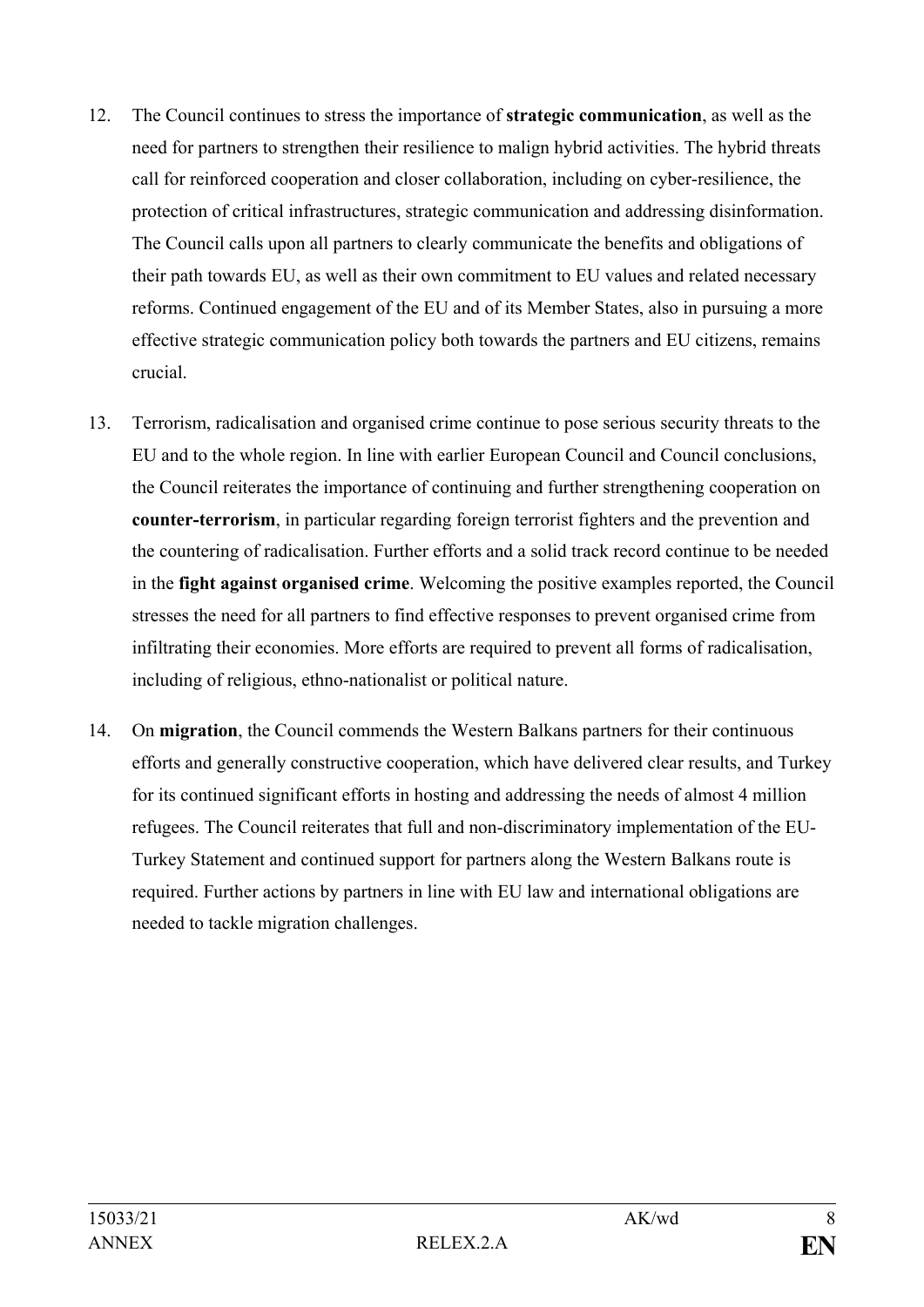12. The Council continues to stress the importance of **strategic communication**, as well as the need for partners to strengthen their resilience to malign hybrid activities. The hybrid threats call for reinforced cooperation and closer collaboration, including on cyber-resilience, the protection of critical infrastructures, strategic communication and addressing disinformation. The Council calls upon all partners to clearly communicate the benefits and obligations of their path towards EU, as well as their own commitment to EU values and related necessary reforms. Continued engagement of the EU and of its Member States, also in pursuing a more effective strategic communication policy both towards the partners and EU citizens, remains crucial.

13. Terrorism, radicalisation and organised crime continue to pose serious security threats to the EU and to the whole region. In line with earlier European Council and Council conclusions, the Council reiterates the importance of continuing and further strengthening cooperation on **counter-terrorism**, in particular regarding foreign terrorist fighters and the prevention and the countering of radicalisation. Further efforts and a solid track record continue to be needed in the **fight against organised crime**. Welcoming the positive examples reported, the Council stresses the need for all partners to find effective responses to prevent organised crime from infiltrating their economies. More efforts are required to prevent all forms of radicalisation, including of religious, ethno-nationalist or political nature.

14. On **migration**, the Council commends the Western Balkans partners for their continuous efforts and generally constructive cooperation, which have delivered clear results, and Turkey for its continued significant efforts in hosting and addressing the needs of almost 4 million refugees. The Council reiterates that full and non-discriminatory implementation of the EU-Turkey Statement and continued support for partners along the Western Balkans route is required. Further actions by partners in line with EU law and international obligations are needed to tackle migration challenges.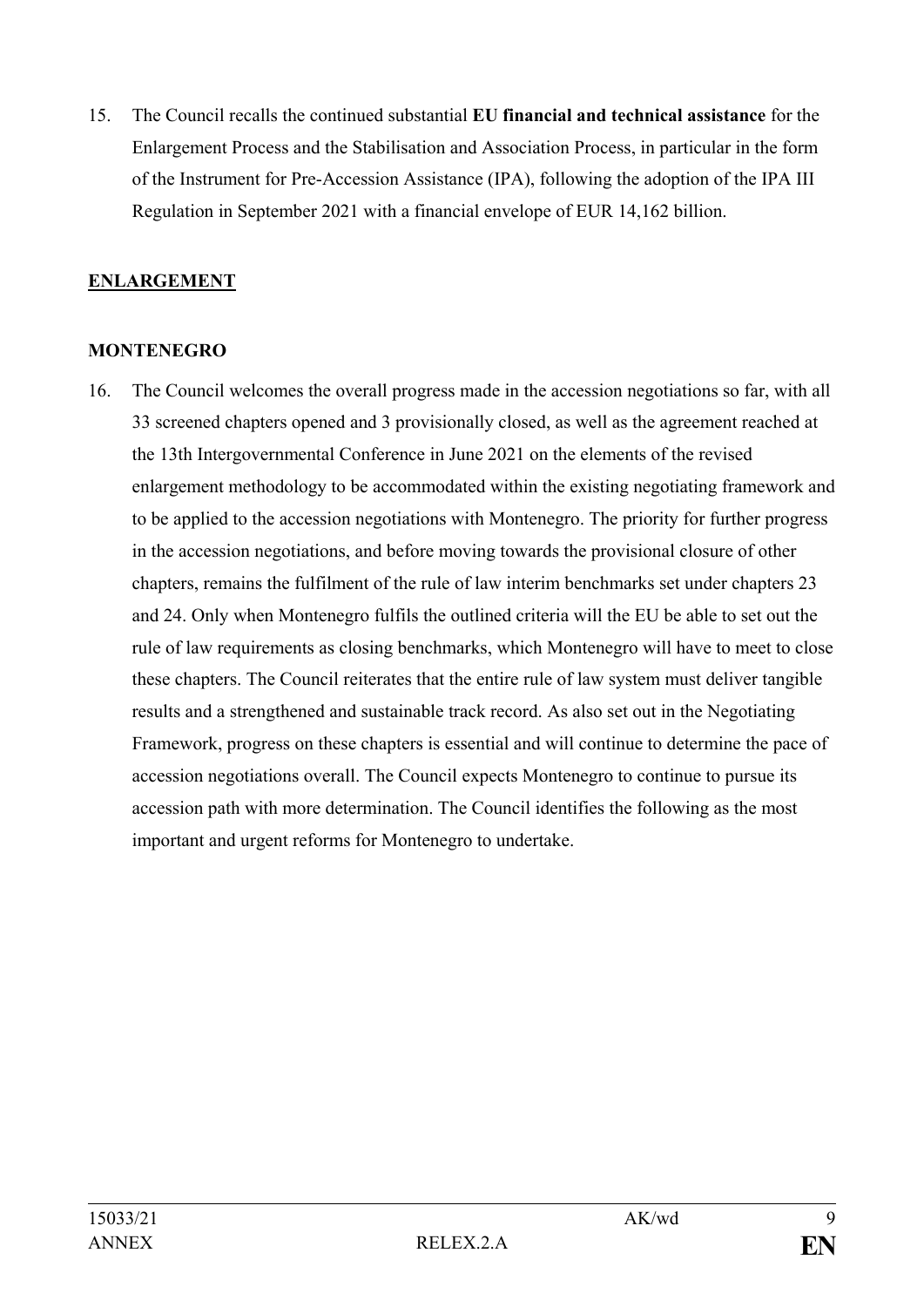15. The Council recalls the continued substantial **EU financial and technical assistance** for the Enlargement Process and the Stabilisation and Association Process, in particular in the form of the Instrument for Pre-Accession Assistance (IPA), following the adoption of the IPA III Regulation in September 2021 with a financial envelope of EUR 14,162 billion.

## ENLARGEMENT

### MONTENEGRO

16. The Council welcomes the overall progress made in the accession negotiations so far, with all 33 screened chapters opened and 3 provisionally closed, as well as the agreement reached at the 13th Intergovernmental Conference in June 2021 on the elements of the revised enlargement methodology to be accommodated within the existing negotiating framework and to be applied to the accession negotiations with Montenegro. The priority for further progress in the accession negotiations, and before moving towards the provisional closure of other chapters, remains the fulfilment of the rule of law interim benchmarks set under chapters 23 and 24. Only when Montenegro fulfils the outlined criteria will the EU be able to set out the rule of law requirements as closing benchmarks, which Montenegro will have to meet to close these chapters. The Council reiterates that the entire rule of law system must deliver tangible results and a strengthened and sustainable track record. As also set out in the Negotiating Framework, progress on these chapters is essential and will continue to determine the pace of accession negotiations overall. The Council expects Montenegro to continue to pursue its accession path with more determination. The Council identifies the following as the most important and urgent reforms for Montenegro to undertake.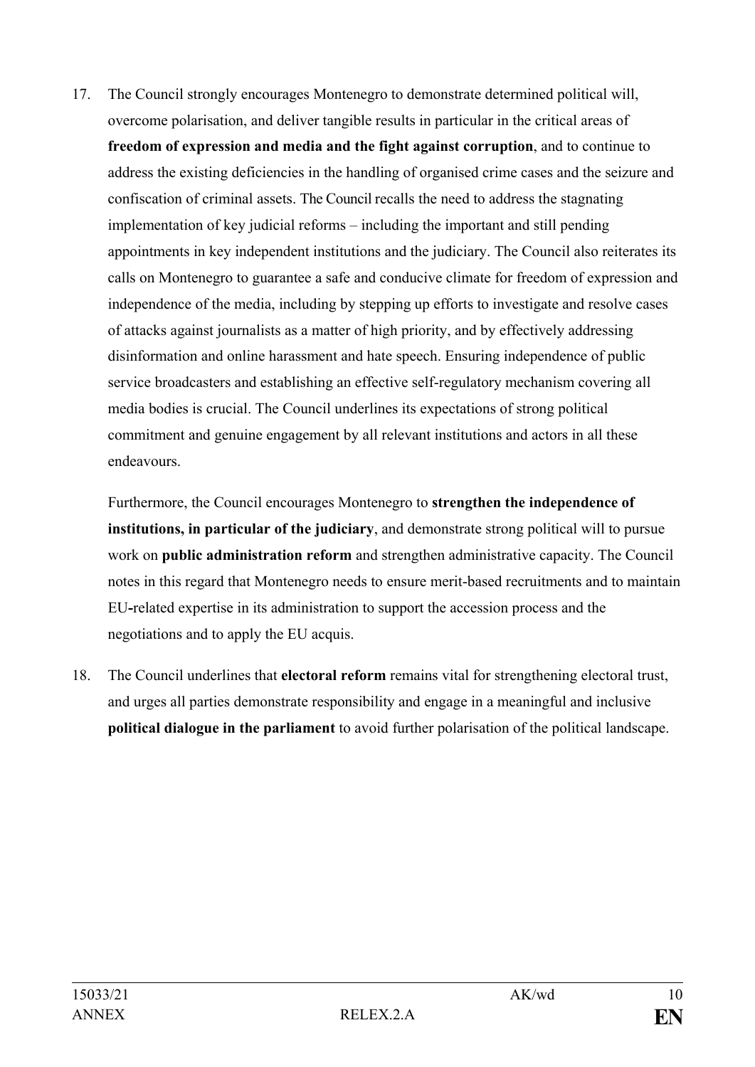17. The Council strongly encourages Montenegro to demonstrate determined political will, overcome polarisation, and deliver tangible results in particular in the critical areas of **freedom of expression and media and the fight against corruption**, and to continue to address the existing deficiencies in the handling of organised crime cases and the seizure and confiscation of criminal assets. The Council recalls the need to address the stagnating implementation of key judicial reforms – including the important and still pending appointments in key independent institutions and the judiciary. The Council also reiterates its calls on Montenegro to guarantee a safe and conducive climate for freedom of expression and independence of the media, including by stepping up efforts to investigate and resolve cases of attacks against journalists as a matter of high priority, and by effectively addressing disinformation and online harassment and hate speech. Ensuring independence of public service broadcasters and establishing an effective self-regulatory mechanism covering all media bodies is crucial. The Council underlines its expectations of strong political commitment and genuine engagement by all relevant institutions and actors in all these endeavours.

    Furthermore, the Council encourages Montenegro to **strengthen the independence of institutions, in particular of the judiciary**, and demonstrate strong political will to pursue work on **public administration reform** and strengthen administrative capacity. The Council notes in this regard that Montenegro needs to ensure merit-based recruitments and to maintain EU-related expertise in its administration to support the accession process and the negotiations and to apply the EU acquis.

18. The Council underlines that **electoral reform** remains vital for strengthening electoral trust, and urges all parties demonstrate responsibility and engage in a meaningful and inclusive **political dialogue in the parliament** to avoid further polarisation of the political landscape.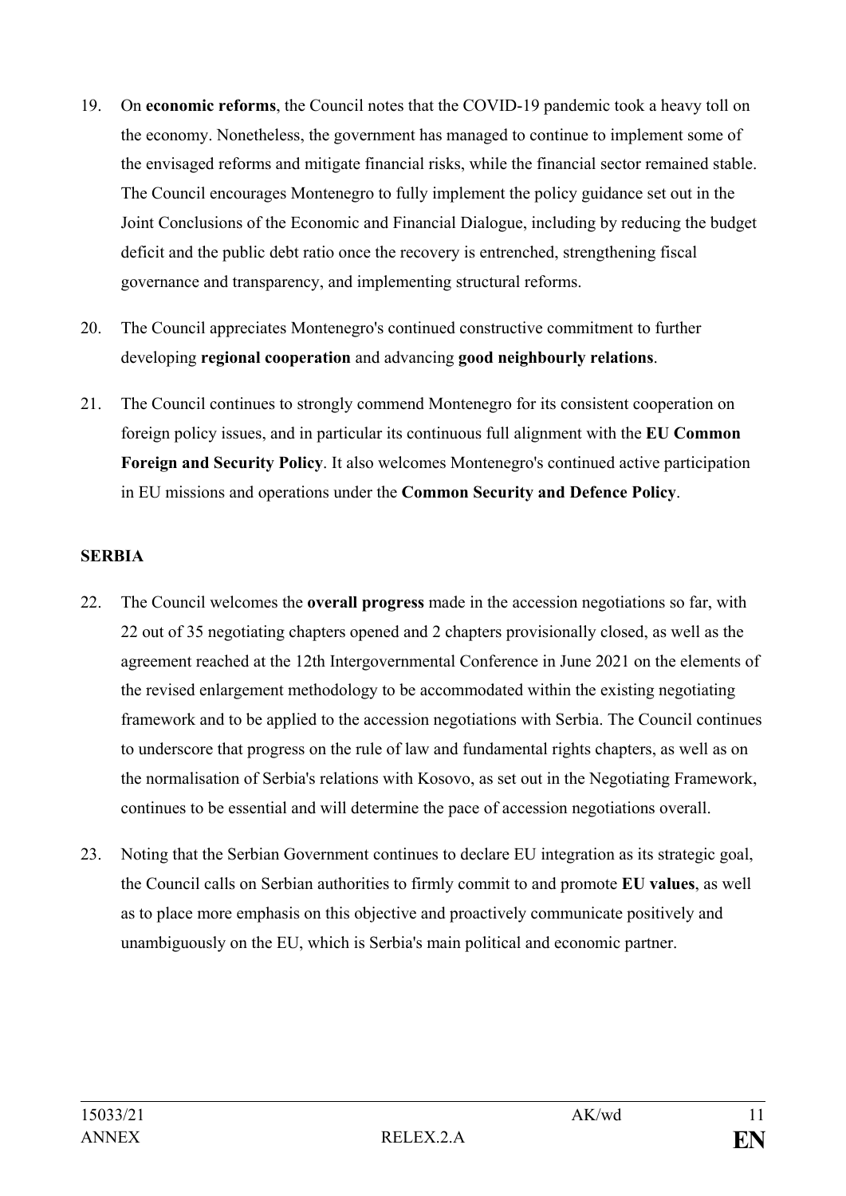19. On **economic reforms**, the Council notes that the COVID-19 pandemic took a heavy toll on the economy. Nonetheless, the government has managed to continue to implement some of the envisaged reforms and mitigate financial risks, while the financial sector remained stable. The Council encourages Montenegro to fully implement the policy guidance set out in the Joint Conclusions of the Economic and Financial Dialogue, including by reducing the budget deficit and the public debt ratio once the recovery is entrenched, strengthening fiscal governance and transparency, and implementing structural reforms.

20. The Council appreciates Montenegro's continued constructive commitment to further developing **regional cooperation** and advancing **good neighbourly relations**.

21. The Council continues to strongly commend Montenegro for its consistent cooperation on foreign policy issues, and in particular its continuous full alignment with the **EU Common Foreign and Security Policy**. It also welcomes Montenegro's continued active participation in EU missions and operations under the **Common Security and Defence Policy**.

**SERBIA**

22. The Council welcomes the **overall progress** made in the accession negotiations so far, with 22 out of 35 negotiating chapters opened and 2 chapters provisionally closed, as well as the agreement reached at the 12th Intergovernmental Conference in June 2021 on the elements of the revised enlargement methodology to be accommodated within the existing negotiating framework and to be applied to the accession negotiations with Serbia. The Council continues to underscore that progress on the rule of law and fundamental rights chapters, as well as on the normalisation of Serbia's relations with Kosovo, as set out in the Negotiating Framework, continues to be essential and will determine the pace of accession negotiations overall.

23. Noting that the Serbian Government continues to declare EU integration as its strategic goal, the Council calls on Serbian authorities to firmly commit to and promote **EU values**, as well as to place more emphasis on this objective and proactively communicate positively and unambiguously on the EU, which is Serbia's main political and economic partner.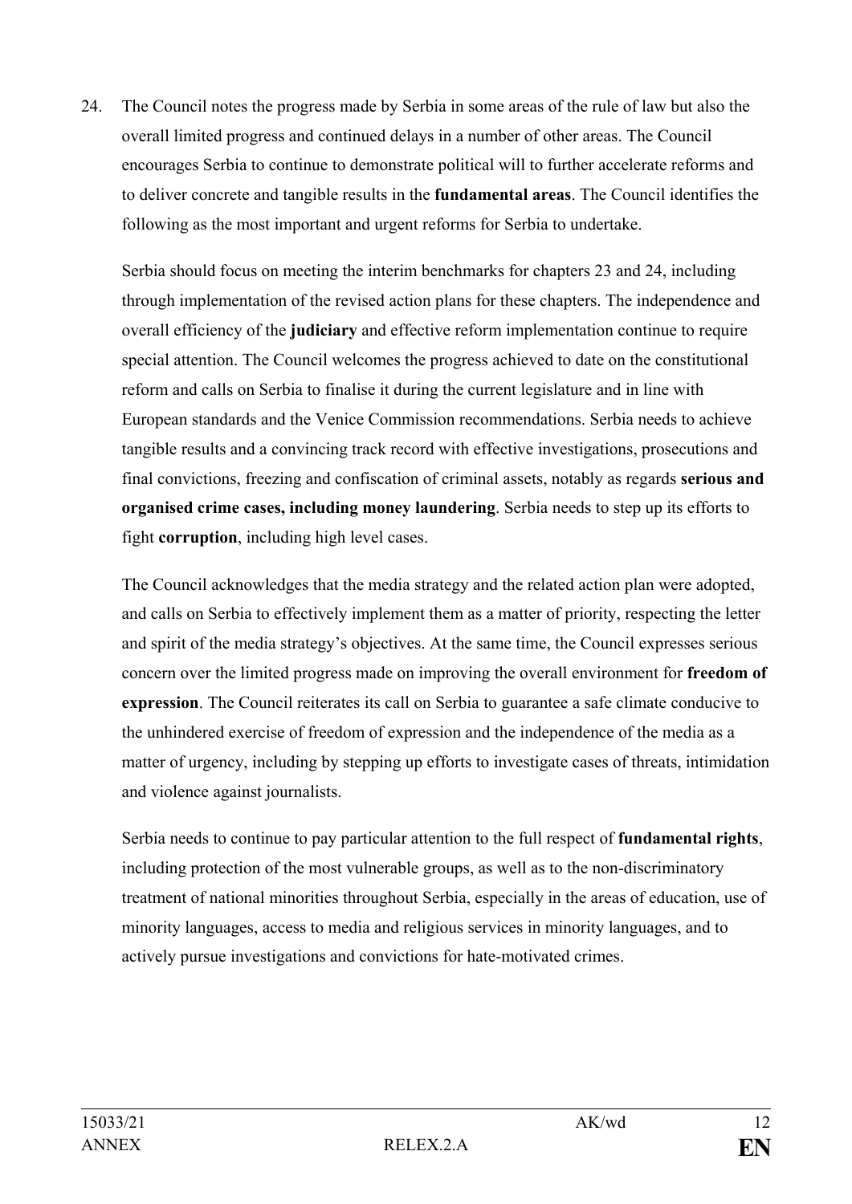24. The Council notes the progress made by Serbia in some areas of the rule of law but also the overall limited progress and continued delays in a number of other areas. The Council encourages Serbia to continue to demonstrate political will to further accelerate reforms and to deliver concrete and tangible results in the **fundamental areas**. The Council identifies the following as the most important and urgent reforms for Serbia to undertake.

 Serbia should focus on meeting the interim benchmarks for chapters 23 and 24, including through implementation of the revised action plans for these chapters. The independence and overall efficiency of the **judiciary** and effective reform implementation continue to require special attention. The Council welcomes the progress achieved to date on the constitutional reform and calls on Serbia to finalise it during the current legislature and in line with European standards and the Venice Commission recommendations. Serbia needs to achieve tangible results and a convincing track record with effective investigations, prosecutions and final convictions, freezing and confiscation of criminal assets, notably as regards **serious and organised crime cases, including money laundering**. Serbia needs to step up its efforts to fight **corruption**, including high level cases.

 The Council acknowledges that the media strategy and the related action plan were adopted, and calls on Serbia to effectively implement them as a matter of priority, respecting the letter and spirit of the media strategy's objectives. At the same time, the Council expresses serious concern over the limited progress made on improving the overall environment for **freedom of expression**. The Council reiterates its call on Serbia to guarantee a safe climate conducive to the unhindered exercise of freedom of expression and the independence of the media as a matter of urgency, including by stepping up efforts to investigate cases of threats, intimidation and violence against journalists.

 Serbia needs to continue to pay particular attention to the full respect of **fundamental rights**, including protection of the most vulnerable groups, as well as to the non-discriminatory treatment of national minorities throughout Serbia, especially in the areas of education, use of minority languages, access to media and religious services in minority languages, and to actively pursue investigations and convictions for hate-motivated crimes.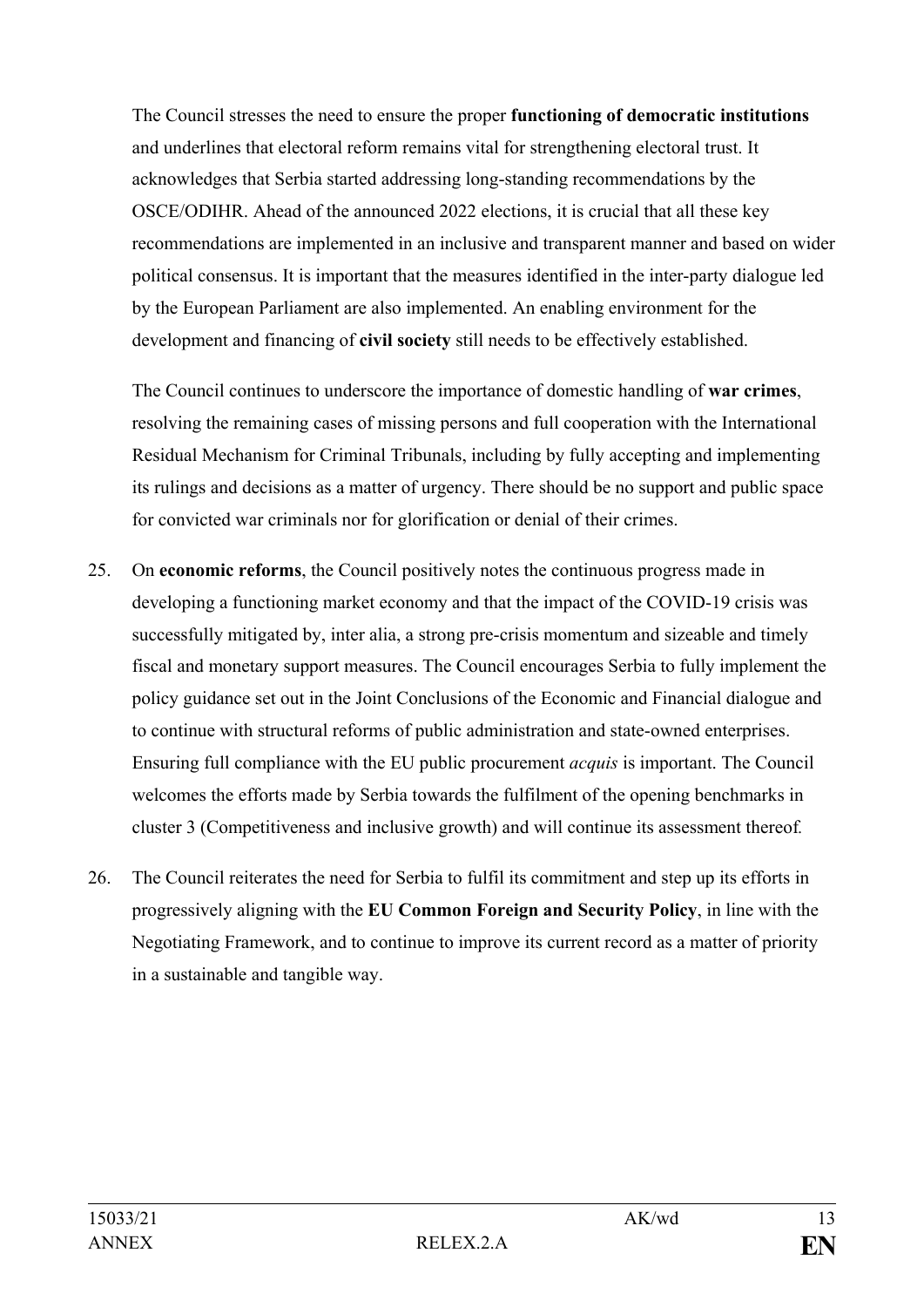The Council stresses the need to ensure the proper **functioning of democratic institutions** and underlines that electoral reform remains vital for strengthening electoral trust. It acknowledges that Serbia started addressing long-standing recommendations by the OSCE/ODIHR. Ahead of the announced 2022 elections, it is crucial that all these key recommendations are implemented in an inclusive and transparent manner and based on wider political consensus. It is important that the measures identified in the inter-party dialogue led by the European Parliament are also implemented. An enabling environment for the development and financing of **civil society** still needs to be effectively established.

The Council continues to underscore the importance of domestic handling of **war crimes**, resolving the remaining cases of missing persons and full cooperation with the International Residual Mechanism for Criminal Tribunals, including by fully accepting and implementing its rulings and decisions as a matter of urgency. There should be no support and public space for convicted war criminals nor for glorification or denial of their crimes.

25. On **economic reforms**, the Council positively notes the continuous progress made in developing a functioning market economy and that the impact of the COVID-19 crisis was successfully mitigated by, inter alia, a strong pre-crisis momentum and sizeable and timely fiscal and monetary support measures. The Council encourages Serbia to fully implement the policy guidance set out in the Joint Conclusions of the Economic and Financial dialogue and to continue with structural reforms of public administration and state-owned enterprises. Ensuring full compliance with the EU public procurement *acquis* is important. The Council welcomes the efforts made by Serbia towards the fulfilment of the opening benchmarks in cluster 3 (Competitiveness and inclusive growth) and will continue its assessment thereof.

26. The Council reiterates the need for Serbia to fulfil its commitment and step up its efforts in progressively aligning with the **EU Common Foreign and Security Policy**, in line with the Negotiating Framework, and to continue to improve its current record as a matter of priority in a sustainable and tangible way.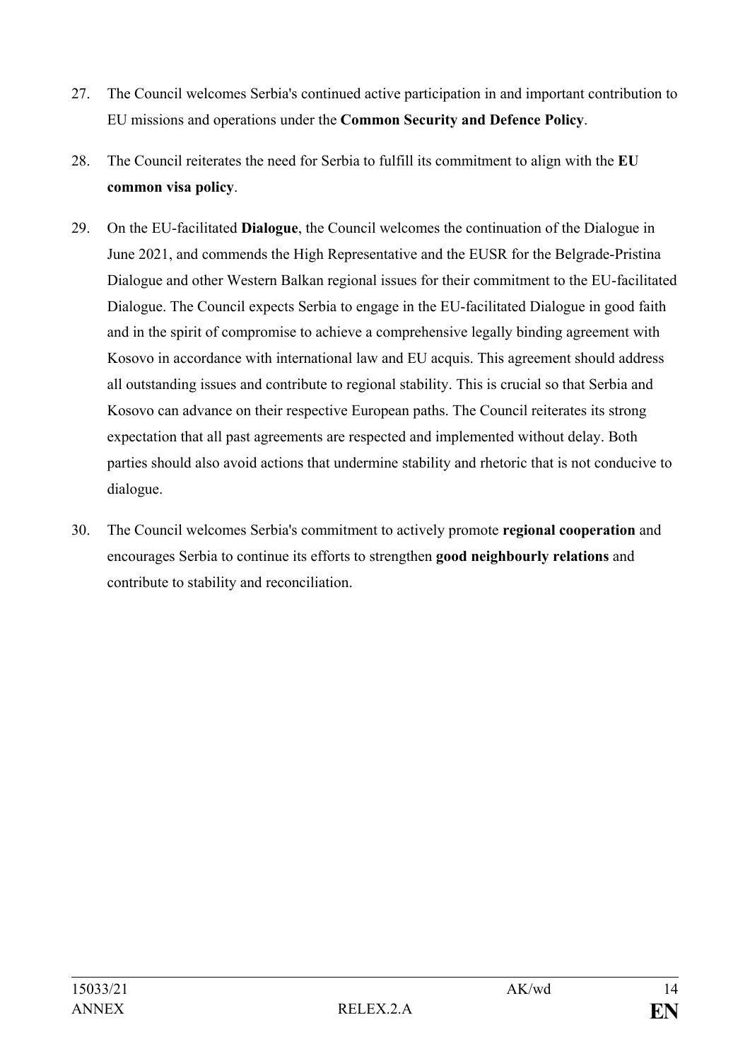27. The Council welcomes Serbia's continued active participation in and important contribution to EU missions and operations under the **Common Security and Defence Policy**.

28. The Council reiterates the need for Serbia to fulfill its commitment to align with the **EU common visa policy**.

29. On the EU-facilitated **Dialogue**, the Council welcomes the continuation of the Dialogue in June 2021, and commends the High Representative and the EUSR for the Belgrade-Pristina Dialogue and other Western Balkan regional issues for their commitment to the EU-facilitated Dialogue. The Council expects Serbia to engage in the EU-facilitated Dialogue in good faith and in the spirit of compromise to achieve a comprehensive legally binding agreement with Kosovo in accordance with international law and EU acquis. This agreement should address all outstanding issues and contribute to regional stability. This is crucial so that Serbia and Kosovo can advance on their respective European paths. The Council reiterates its strong expectation that all past agreements are respected and implemented without delay. Both parties should also avoid actions that undermine stability and rhetoric that is not conducive to dialogue.

30. The Council welcomes Serbia's commitment to actively promote **regional cooperation** and encourages Serbia to continue its efforts to strengthen **good neighbourly relations** and contribute to stability and reconciliation.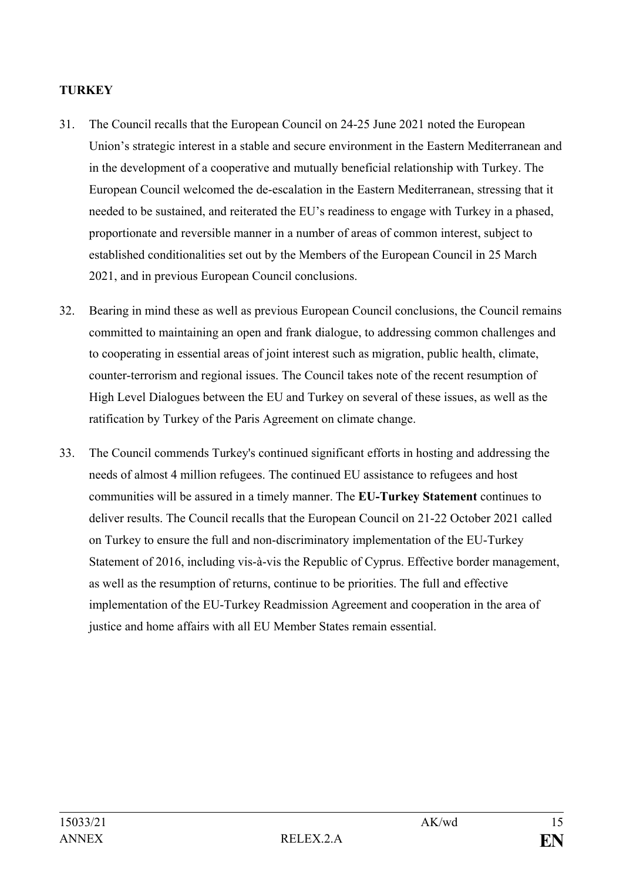**TURKEY**

31. The Council recalls that the European Council on 24-25 June 2021 noted the European Union's strategic interest in a stable and secure environment in the Eastern Mediterranean and in the development of a cooperative and mutually beneficial relationship with Turkey. The European Council welcomed the de-escalation in the Eastern Mediterranean, stressing that it needed to be sustained, and reiterated the EU's readiness to engage with Turkey in a phased, proportionate and reversible manner in a number of areas of common interest, subject to established conditionalities set out by the Members of the European Council in 25 March 2021, and in previous European Council conclusions.

32. Bearing in mind these as well as previous European Council conclusions, the Council remains committed to maintaining an open and frank dialogue, to addressing common challenges and to cooperating in essential areas of joint interest such as migration, public health, climate, counter-terrorism and regional issues. The Council takes note of the recent resumption of High Level Dialogues between the EU and Turkey on several of these issues, as well as the ratification by Turkey of the Paris Agreement on climate change.

33. The Council commends Turkey's continued significant efforts in hosting and addressing the needs of almost 4 million refugees. The continued EU assistance to refugees and host communities will be assured in a timely manner. The **EU-Turkey Statement** continues to deliver results. The Council recalls that the European Council on 21-22 October 2021 called on Turkey to ensure the full and non-discriminatory implementation of the EU-Turkey Statement of 2016, including vis-à-vis the Republic of Cyprus. Effective border management, as well as the resumption of returns, continue to be priorities. The full and effective implementation of the EU-Turkey Readmission Agreement and cooperation in the area of justice and home affairs with all EU Member States remain essential.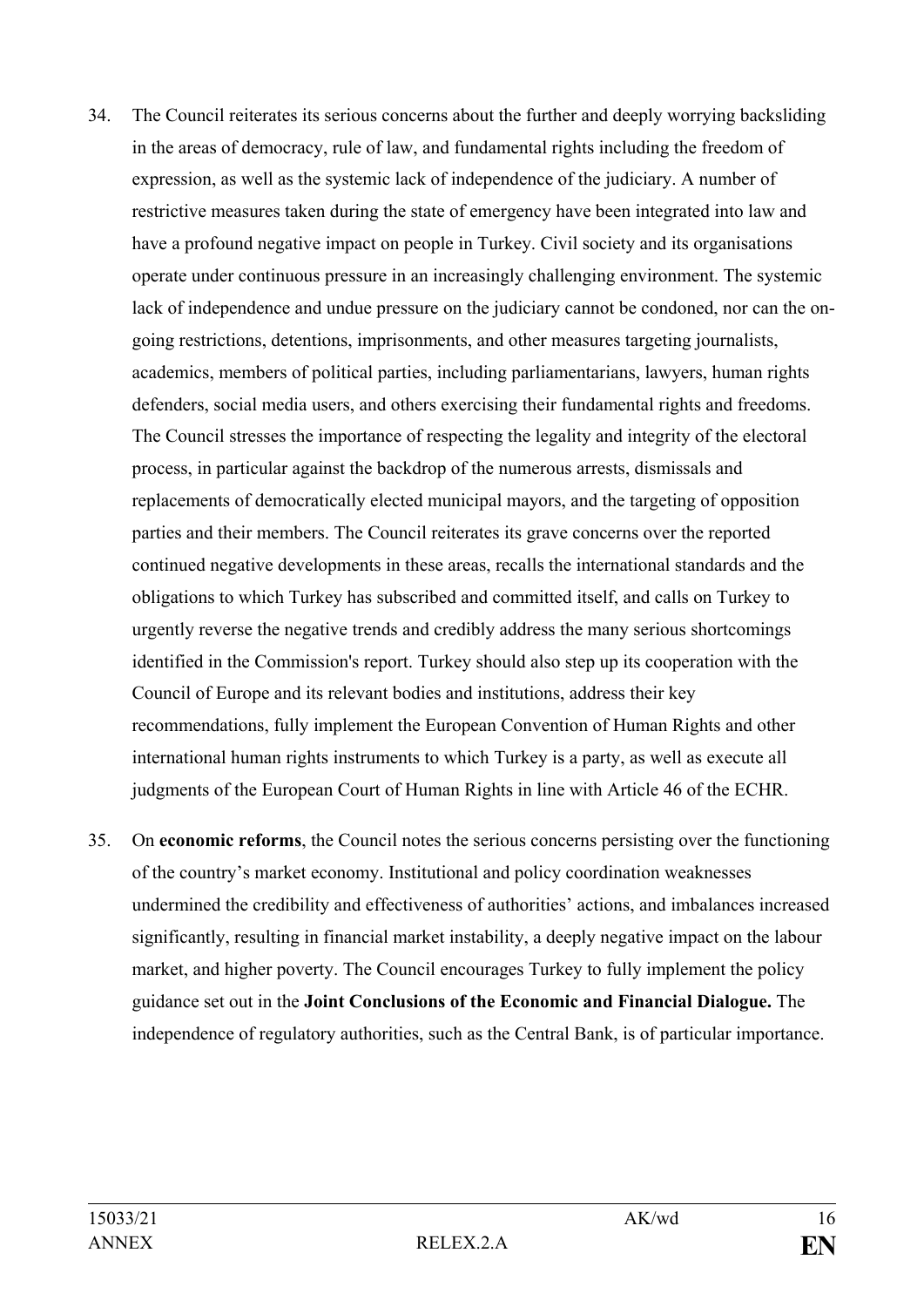34. The Council reiterates its serious concerns about the further and deeply worrying backsliding in the areas of democracy, rule of law, and fundamental rights including the freedom of expression, as well as the systemic lack of independence of the judiciary. A number of restrictive measures taken during the state of emergency have been integrated into law and have a profound negative impact on people in Turkey. Civil society and its organisations operate under continuous pressure in an increasingly challenging environment. The systemic lack of independence and undue pressure on the judiciary cannot be condoned, nor can the on-going restrictions, detentions, imprisonments, and other measures targeting journalists, academics, members of political parties, including parliamentarians, lawyers, human rights defenders, social media users, and others exercising their fundamental rights and freedoms. The Council stresses the importance of respecting the legality and integrity of the electoral process, in particular against the backdrop of the numerous arrests, dismissals and replacements of democratically elected municipal mayors, and the targeting of opposition parties and their members. The Council reiterates its grave concerns over the reported continued negative developments in these areas, recalls the international standards and the obligations to which Turkey has subscribed and committed itself, and calls on Turkey to urgently reverse the negative trends and credibly address the many serious shortcomings identified in the Commission's report. Turkey should also step up its cooperation with the Council of Europe and its relevant bodies and institutions, address their key recommendations, fully implement the European Convention of Human Rights and other international human rights instruments to which Turkey is a party, as well as execute all judgments of the European Court of Human Rights in line with Article 46 of the ECHR.

35. On **economic reforms**, the Council notes the serious concerns persisting over the functioning of the country's market economy. Institutional and policy coordination weaknesses undermined the credibility and effectiveness of authorities' actions, and imbalances increased significantly, resulting in financial market instability, a deeply negative impact on the labour market, and higher poverty. The Council encourages Turkey to fully implement the policy guidance set out in the **Joint Conclusions of the Economic and Financial Dialogue.** The independence of regulatory authorities, such as the Central Bank, is of particular importance.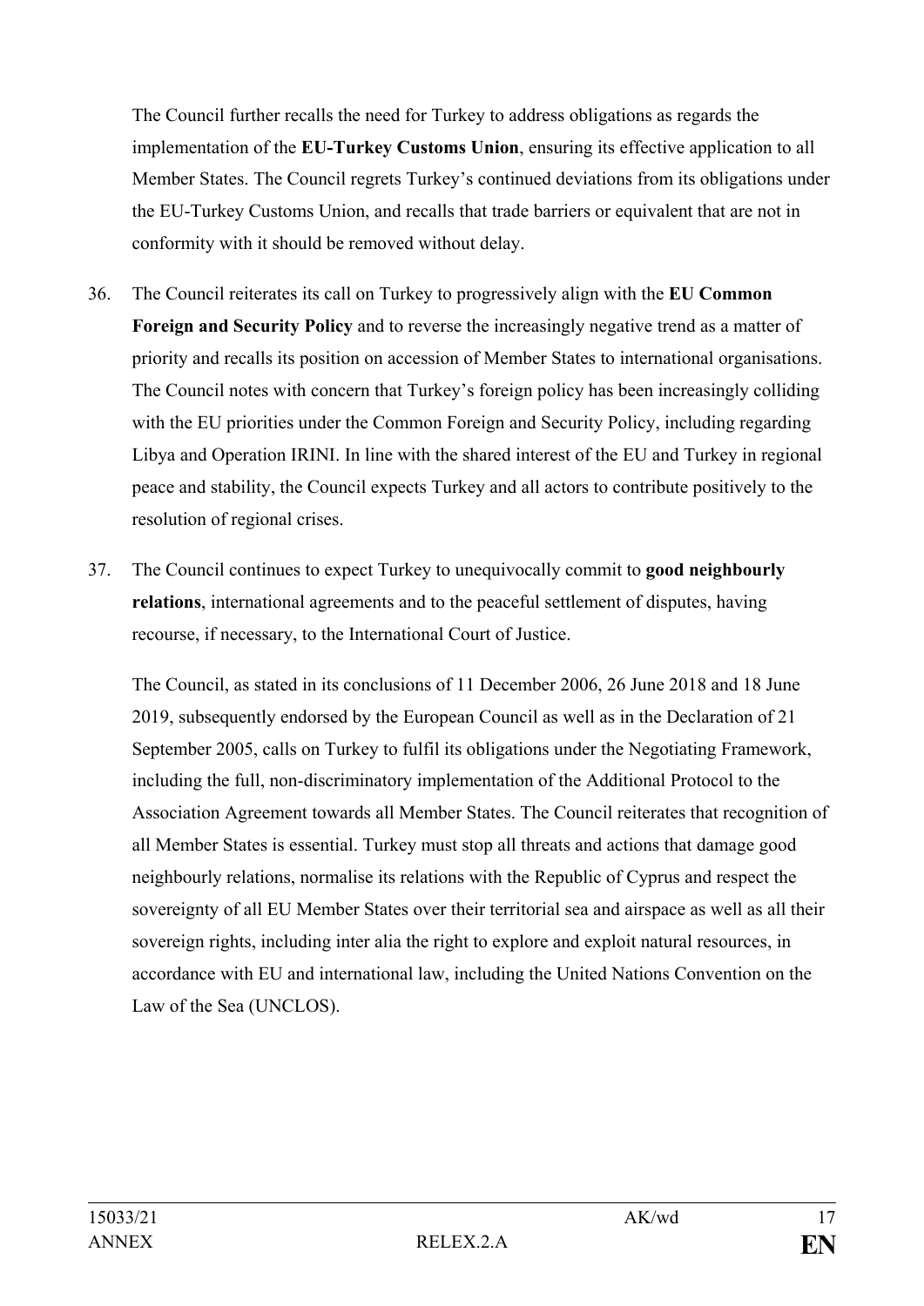The Council further recalls the need for Turkey to address obligations as regards the implementation of the **EU-Turkey Customs Union**, ensuring its effective application to all Member States. The Council regrets Turkey's continued deviations from its obligations under the EU-Turkey Customs Union, and recalls that trade barriers or equivalent that are not in conformity with it should be removed without delay.

36. The Council reiterates its call on Turkey to progressively align with the **EU Common Foreign and Security Policy** and to reverse the increasingly negative trend as a matter of priority and recalls its position on accession of Member States to international organisations. The Council notes with concern that Turkey's foreign policy has been increasingly colliding with the EU priorities under the Common Foreign and Security Policy, including regarding Libya and Operation IRINI. In line with the shared interest of the EU and Turkey in regional peace and stability, the Council expects Turkey and all actors to contribute positively to the resolution of regional crises.

37. The Council continues to expect Turkey to unequivocally commit to **good neighbourly relations**, international agreements and to the peaceful settlement of disputes, having recourse, if necessary, to the International Court of Justice.

    The Council, as stated in its conclusions of 11 December 2006, 26 June 2018 and 18 June 2019, subsequently endorsed by the European Council as well as in the Declaration of 21 September 2005, calls on Turkey to fulfil its obligations under the Negotiating Framework, including the full, non-discriminatory implementation of the Additional Protocol to the Association Agreement towards all Member States. The Council reiterates that recognition of all Member States is essential. Turkey must stop all threats and actions that damage good neighbourly relations, normalise its relations with the Republic of Cyprus and respect the sovereignty of all EU Member States over their territorial sea and airspace as well as all their sovereign rights, including inter alia the right to explore and exploit natural resources, in accordance with EU and international law, including the United Nations Convention on the Law of the Sea (UNCLOS).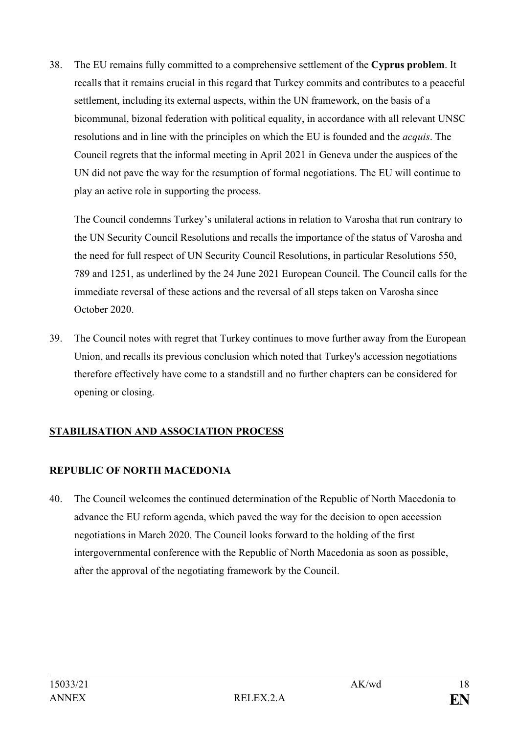38. The EU remains fully committed to a comprehensive settlement of the **Cyprus problem**. It recalls that it remains crucial in this regard that Turkey commits and contributes to a peaceful settlement, including its external aspects, within the UN framework, on the basis of a bicommunal, bizonal federation with political equality, in accordance with all relevant UNSC resolutions and in line with the principles on which the EU is founded and the *acquis*. The Council regrets that the informal meeting in April 2021 in Geneva under the auspices of the UN did not pave the way for the resumption of formal negotiations. The EU will continue to play an active role in supporting the process.

    The Council condemns Turkey's unilateral actions in relation to Varosha that run contrary to the UN Security Council Resolutions and recalls the importance of the status of Varosha and the need for full respect of UN Security Council Resolutions, in particular Resolutions 550, 789 and 1251, as underlined by the 24 June 2021 European Council. The Council calls for the immediate reversal of these actions and the reversal of all steps taken on Varosha since October 2020.

39. The Council notes with regret that Turkey continues to move further away from the European Union, and recalls its previous conclusion which noted that Turkey's accession negotiations therefore effectively have come to a standstill and no further chapters can be considered for opening or closing.

## STABILISATION AND ASSOCIATION PROCESS

### REPUBLIC OF NORTH MACEDONIA

40. The Council welcomes the continued determination of the Republic of North Macedonia to advance the EU reform agenda, which paved the way for the decision to open accession negotiations in March 2020. The Council looks forward to the holding of the first intergovernmental conference with the Republic of North Macedonia as soon as possible, after the approval of the negotiating framework by the Council.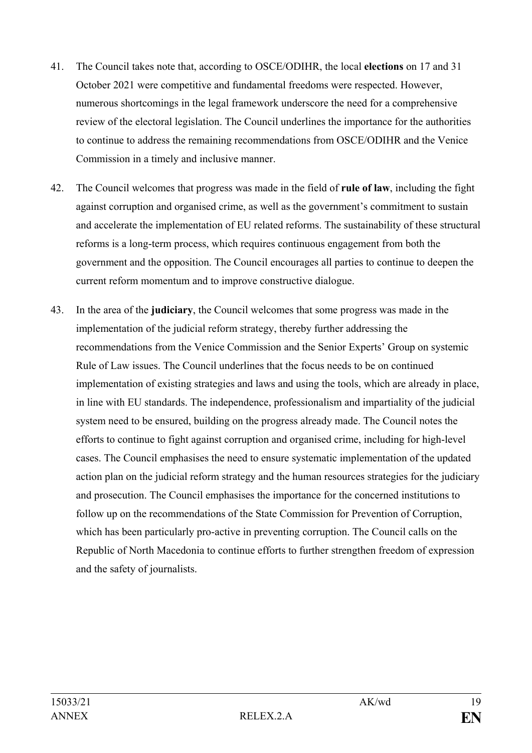41. The Council takes note that, according to OSCE/ODIHR, the local **elections** on 17 and 31 October 2021 were competitive and fundamental freedoms were respected. However, numerous shortcomings in the legal framework underscore the need for a comprehensive review of the electoral legislation. The Council underlines the importance for the authorities to continue to address the remaining recommendations from OSCE/ODIHR and the Venice Commission in a timely and inclusive manner.

42. The Council welcomes that progress was made in the field of **rule of law**, including the fight against corruption and organised crime, as well as the government's commitment to sustain and accelerate the implementation of EU related reforms. The sustainability of these structural reforms is a long-term process, which requires continuous engagement from both the government and the opposition. The Council encourages all parties to continue to deepen the current reform momentum and to improve constructive dialogue.

43. In the area of the **judiciary**, the Council welcomes that some progress was made in the implementation of the judicial reform strategy, thereby further addressing the recommendations from the Venice Commission and the Senior Experts' Group on systemic Rule of Law issues. The Council underlines that the focus needs to be on continued implementation of existing strategies and laws and using the tools, which are already in place, in line with EU standards. The independence, professionalism and impartiality of the judicial system need to be ensured, building on the progress already made. The Council notes the efforts to continue to fight against corruption and organised crime, including for high-level cases. The Council emphasises the need to ensure systematic implementation of the updated action plan on the judicial reform strategy and the human resources strategies for the judiciary and prosecution. The Council emphasises the importance for the concerned institutions to follow up on the recommendations of the State Commission for Prevention of Corruption, which has been particularly pro-active in preventing corruption. The Council calls on the Republic of North Macedonia to continue efforts to further strengthen freedom of expression and the safety of journalists.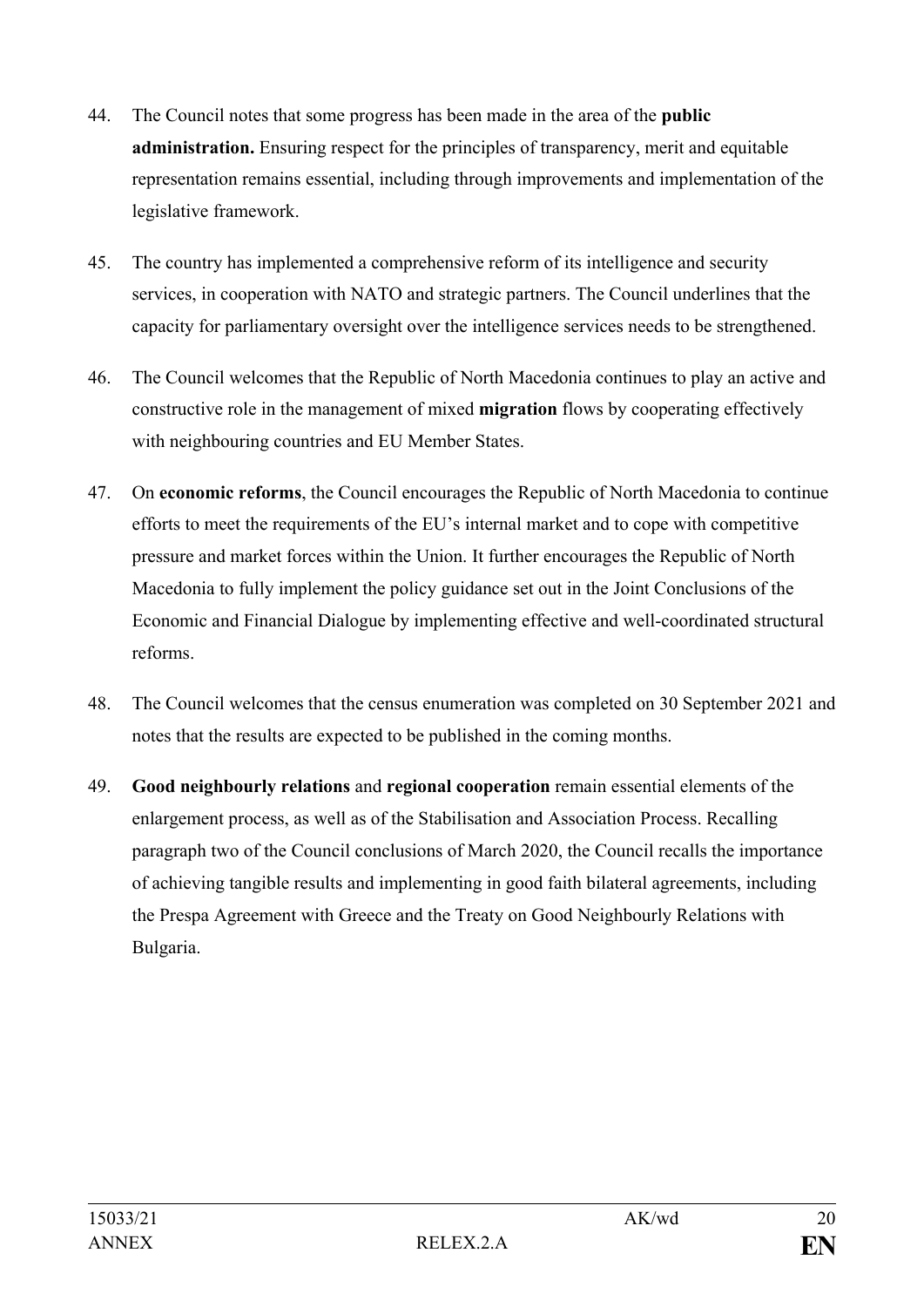44. The Council notes that some progress has been made in the area of the **public administration.** Ensuring respect for the principles of transparency, merit and equitable representation remains essential, including through improvements and implementation of the legislative framework.

45. The country has implemented a comprehensive reform of its intelligence and security services, in cooperation with NATO and strategic partners. The Council underlines that the capacity for parliamentary oversight over the intelligence services needs to be strengthened.

46. The Council welcomes that the Republic of North Macedonia continues to play an active and constructive role in the management of mixed **migration** flows by cooperating effectively with neighbouring countries and EU Member States.

47. On **economic reforms**, the Council encourages the Republic of North Macedonia to continue efforts to meet the requirements of the EU's internal market and to cope with competitive pressure and market forces within the Union. It further encourages the Republic of North Macedonia to fully implement the policy guidance set out in the Joint Conclusions of the Economic and Financial Dialogue by implementing effective and well-coordinated structural reforms.

48. The Council welcomes that the census enumeration was completed on 30 September 2021 and notes that the results are expected to be published in the coming months.

49. **Good neighbourly relations** and **regional cooperation** remain essential elements of the enlargement process, as well as of the Stabilisation and Association Process. Recalling paragraph two of the Council conclusions of March 2020, the Council recalls the importance of achieving tangible results and implementing in good faith bilateral agreements, including the Prespa Agreement with Greece and the Treaty on Good Neighbourly Relations with Bulgaria.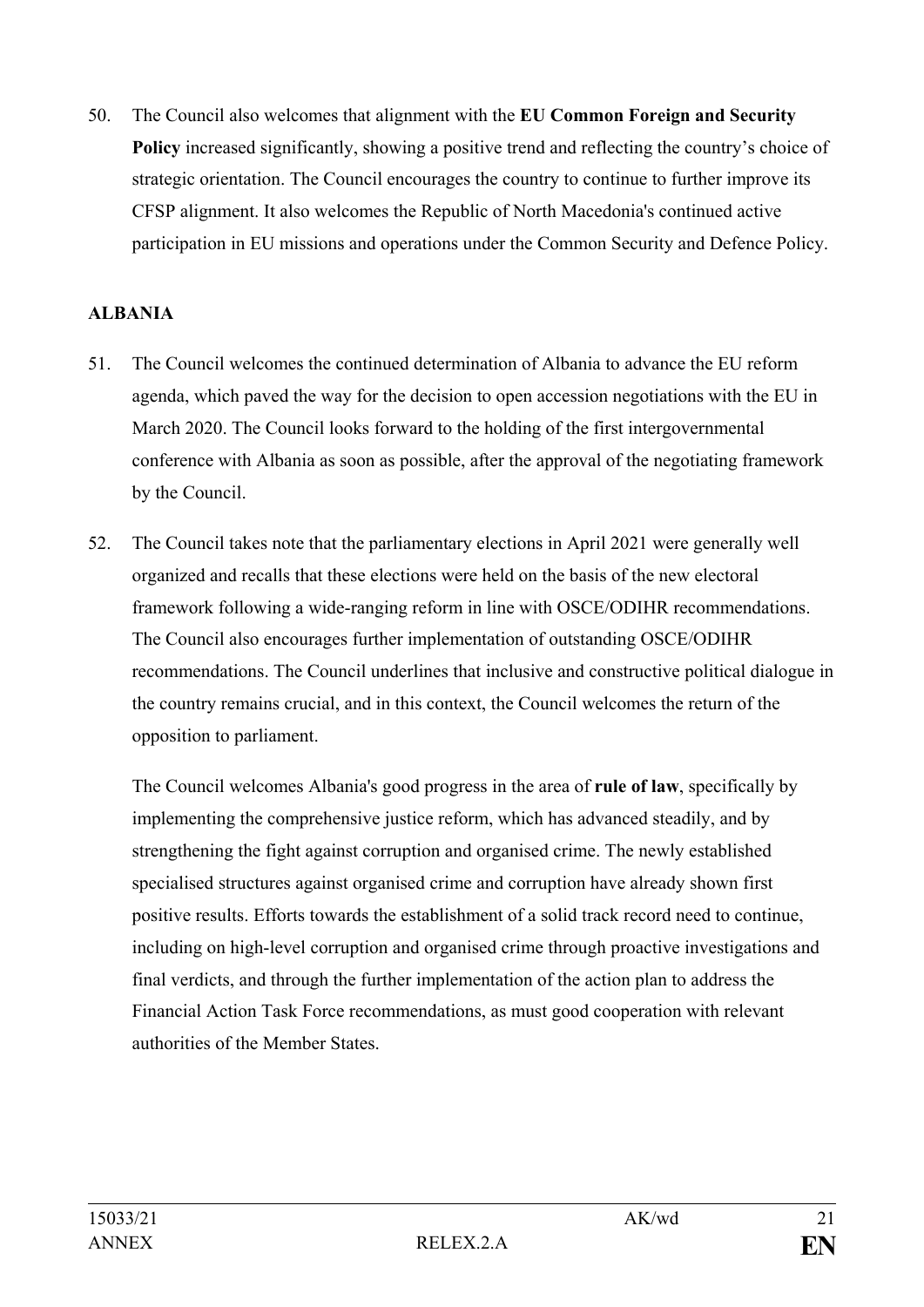50. The Council also welcomes that alignment with the **EU Common Foreign and Security Policy** increased significantly, showing a positive trend and reflecting the country's choice of strategic orientation. The Council encourages the country to continue to further improve its CFSP alignment. It also welcomes the Republic of North Macedonia's continued active participation in EU missions and operations under the Common Security and Defence Policy.

**ALBANIA**

51. The Council welcomes the continued determination of Albania to advance the EU reform agenda, which paved the way for the decision to open accession negotiations with the EU in March 2020. The Council looks forward to the holding of the first intergovernmental conference with Albania as soon as possible, after the approval of the negotiating framework by the Council.

52. The Council takes note that the parliamentary elections in April 2021 were generally well organized and recalls that these elections were held on the basis of the new electoral framework following a wide-ranging reform in line with OSCE/ODIHR recommendations. The Council also encourages further implementation of outstanding OSCE/ODIHR recommendations. The Council underlines that inclusive and constructive political dialogue in the country remains crucial, and in this context, the Council welcomes the return of the opposition to parliament.

    The Council welcomes Albania's good progress in the area of **rule of law**, specifically by implementing the comprehensive justice reform, which has advanced steadily, and by strengthening the fight against corruption and organised crime. The newly established specialised structures against organised crime and corruption have already shown first positive results. Efforts towards the establishment of a solid track record need to continue, including on high-level corruption and organised crime through proactive investigations and final verdicts, and through the further implementation of the action plan to address the Financial Action Task Force recommendations, as must good cooperation with relevant authorities of the Member States.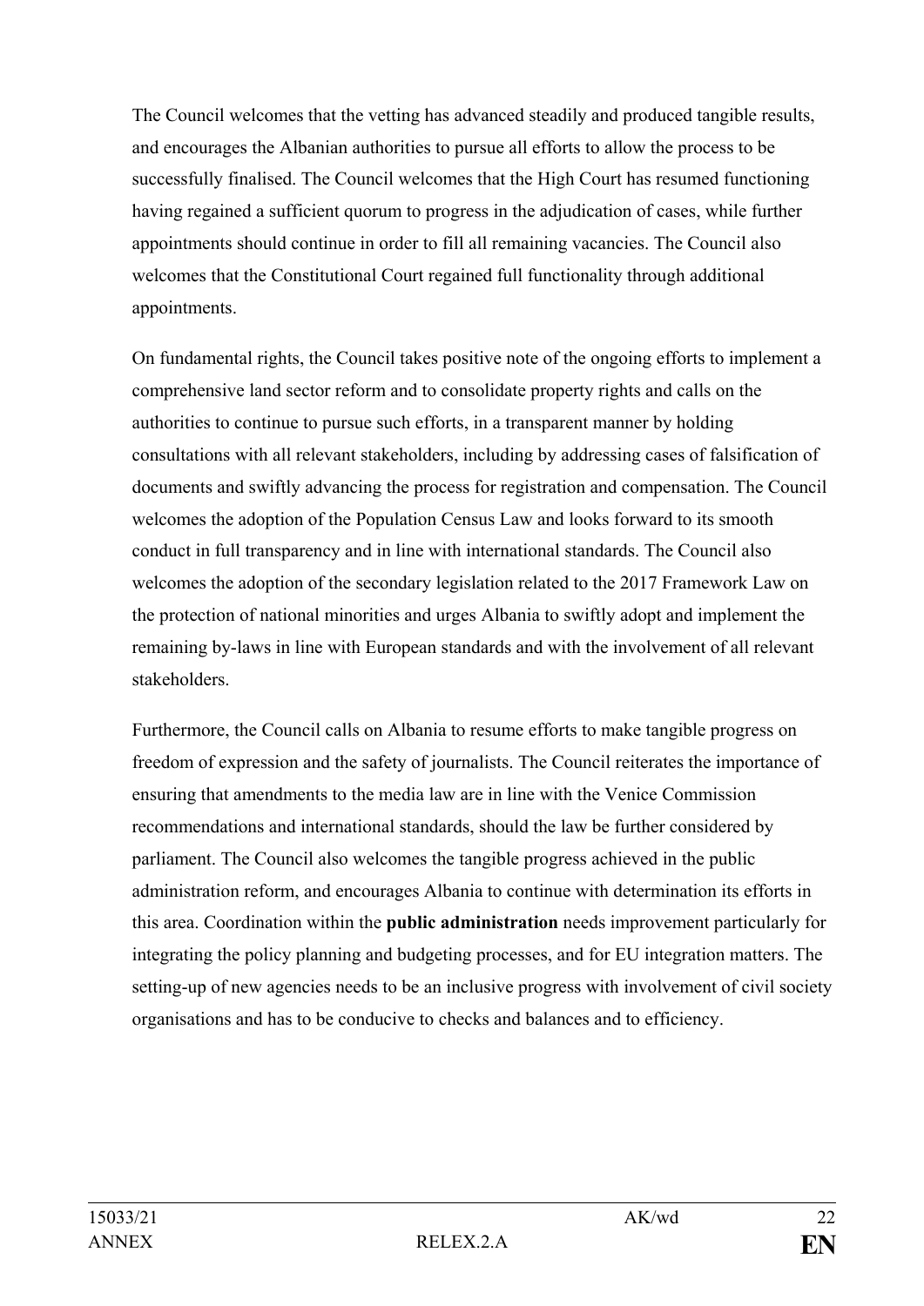The Council welcomes that the vetting has advanced steadily and produced tangible results, and encourages the Albanian authorities to pursue all efforts to allow the process to be successfully finalised. The Council welcomes that the High Court has resumed functioning having regained a sufficient quorum to progress in the adjudication of cases, while further appointments should continue in order to fill all remaining vacancies. The Council also welcomes that the Constitutional Court regained full functionality through additional appointments.

On fundamental rights, the Council takes positive note of the ongoing efforts to implement a comprehensive land sector reform and to consolidate property rights and calls on the authorities to continue to pursue such efforts, in a transparent manner by holding consultations with all relevant stakeholders, including by addressing cases of falsification of documents and swiftly advancing the process for registration and compensation. The Council welcomes the adoption of the Population Census Law and looks forward to its smooth conduct in full transparency and in line with international standards. The Council also welcomes the adoption of the secondary legislation related to the 2017 Framework Law on the protection of national minorities and urges Albania to swiftly adopt and implement the remaining by-laws in line with European standards and with the involvement of all relevant stakeholders.

Furthermore, the Council calls on Albania to resume efforts to make tangible progress on freedom of expression and the safety of journalists. The Council reiterates the importance of ensuring that amendments to the media law are in line with the Venice Commission recommendations and international standards, should the law be further considered by parliament. The Council also welcomes the tangible progress achieved in the public administration reform, and encourages Albania to continue with determination its efforts in this area. Coordination within the **public administration** needs improvement particularly for integrating the policy planning and budgeting processes, and for EU integration matters. The setting-up of new agencies needs to be an inclusive progress with involvement of civil society organisations and has to be conducive to checks and balances and to efficiency.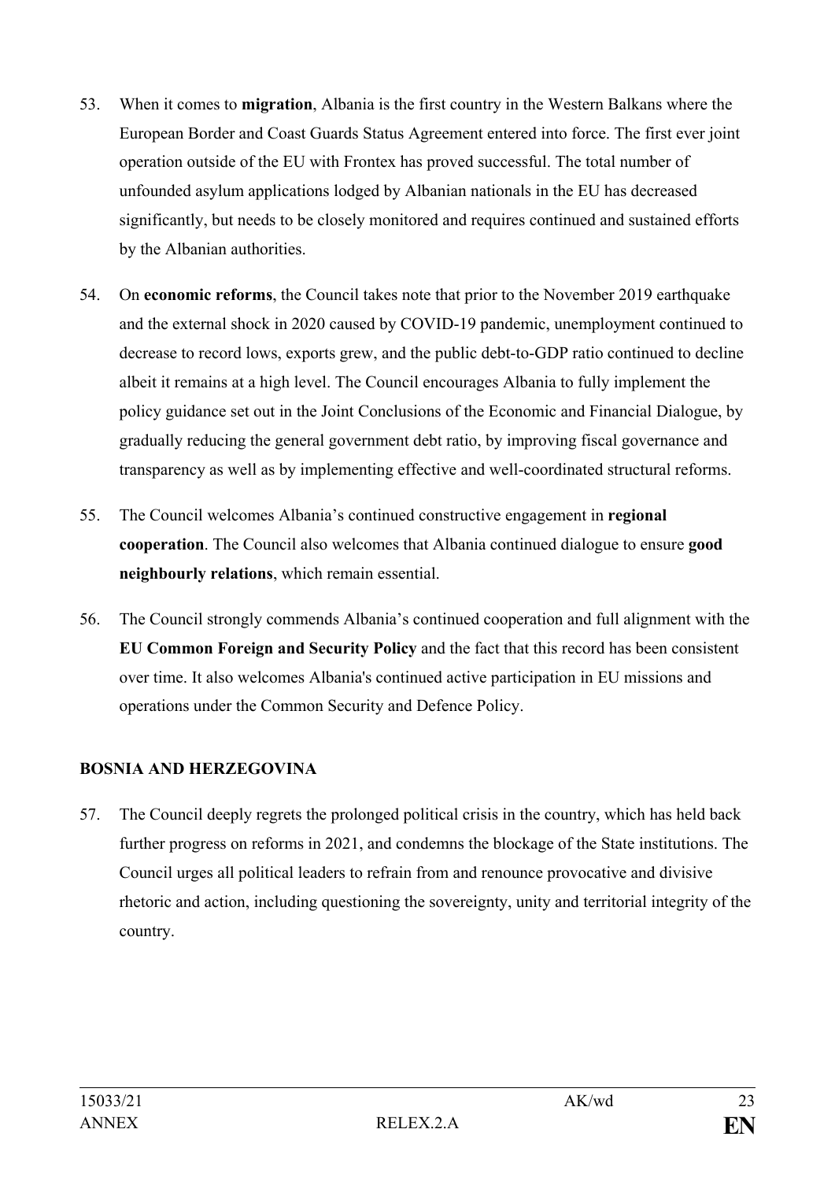53. When it comes to **migration**, Albania is the first country in the Western Balkans where the European Border and Coast Guards Status Agreement entered into force. The first ever joint operation outside of the EU with Frontex has proved successful. The total number of unfounded asylum applications lodged by Albanian nationals in the EU has decreased significantly, but needs to be closely monitored and requires continued and sustained efforts by the Albanian authorities.

54. On **economic reforms**, the Council takes note that prior to the November 2019 earthquake and the external shock in 2020 caused by COVID-19 pandemic, unemployment continued to decrease to record lows, exports grew, and the public debt-to-GDP ratio continued to decline albeit it remains at a high level. The Council encourages Albania to fully implement the policy guidance set out in the Joint Conclusions of the Economic and Financial Dialogue, by gradually reducing the general government debt ratio, by improving fiscal governance and transparency as well as by implementing effective and well-coordinated structural reforms.

55. The Council welcomes Albania's continued constructive engagement in **regional cooperation**. The Council also welcomes that Albania continued dialogue to ensure **good neighbourly relations**, which remain essential.

56. The Council strongly commends Albania's continued cooperation and full alignment with the **EU Common Foreign and Security Policy** and the fact that this record has been consistent over time. It also welcomes Albania's continued active participation in EU missions and operations under the Common Security and Defence Policy.

## BOSNIA AND HERZEGOVINA

57. The Council deeply regrets the prolonged political crisis in the country, which has held back further progress on reforms in 2021, and condemns the blockage of the State institutions. The Council urges all political leaders to refrain from and renounce provocative and divisive rhetoric and action, including questioning the sovereignty, unity and territorial integrity of the country.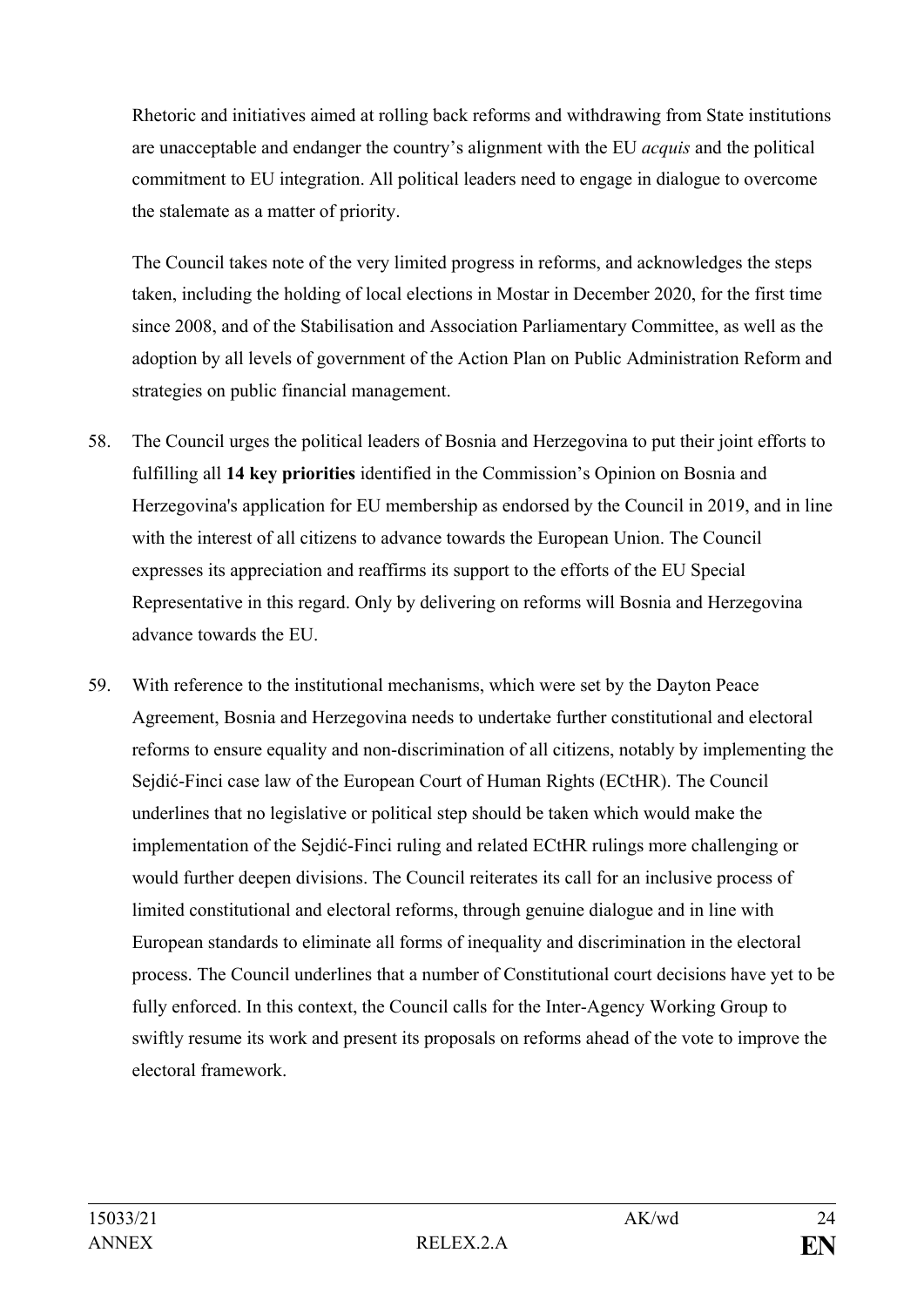Rhetoric and initiatives aimed at rolling back reforms and withdrawing from State institutions are unacceptable and endanger the country's alignment with the EU *acquis* and the political commitment to EU integration. All political leaders need to engage in dialogue to overcome the stalemate as a matter of priority.

The Council takes note of the very limited progress in reforms, and acknowledges the steps taken, including the holding of local elections in Mostar in December 2020, for the first time since 2008, and of the Stabilisation and Association Parliamentary Committee, as well as the adoption by all levels of government of the Action Plan on Public Administration Reform and strategies on public financial management.

58. The Council urges the political leaders of Bosnia and Herzegovina to put their joint efforts to fulfilling all **14 key priorities** identified in the Commission's Opinion on Bosnia and Herzegovina's application for EU membership as endorsed by the Council in 2019, and in line with the interest of all citizens to advance towards the European Union. The Council expresses its appreciation and reaffirms its support to the efforts of the EU Special Representative in this regard. Only by delivering on reforms will Bosnia and Herzegovina advance towards the EU.

59. With reference to the institutional mechanisms, which were set by the Dayton Peace Agreement, Bosnia and Herzegovina needs to undertake further constitutional and electoral reforms to ensure equality and non-discrimination of all citizens, notably by implementing the Sejdić-Finci case law of the European Court of Human Rights (ECtHR). The Council underlines that no legislative or political step should be taken which would make the implementation of the Sejdić-Finci ruling and related ECtHR rulings more challenging or would further deepen divisions. The Council reiterates its call for an inclusive process of limited constitutional and electoral reforms, through genuine dialogue and in line with European standards to eliminate all forms of inequality and discrimination in the electoral process. The Council underlines that a number of Constitutional court decisions have yet to be fully enforced. In this context, the Council calls for the Inter-Agency Working Group to swiftly resume its work and present its proposals on reforms ahead of the vote to improve the electoral framework.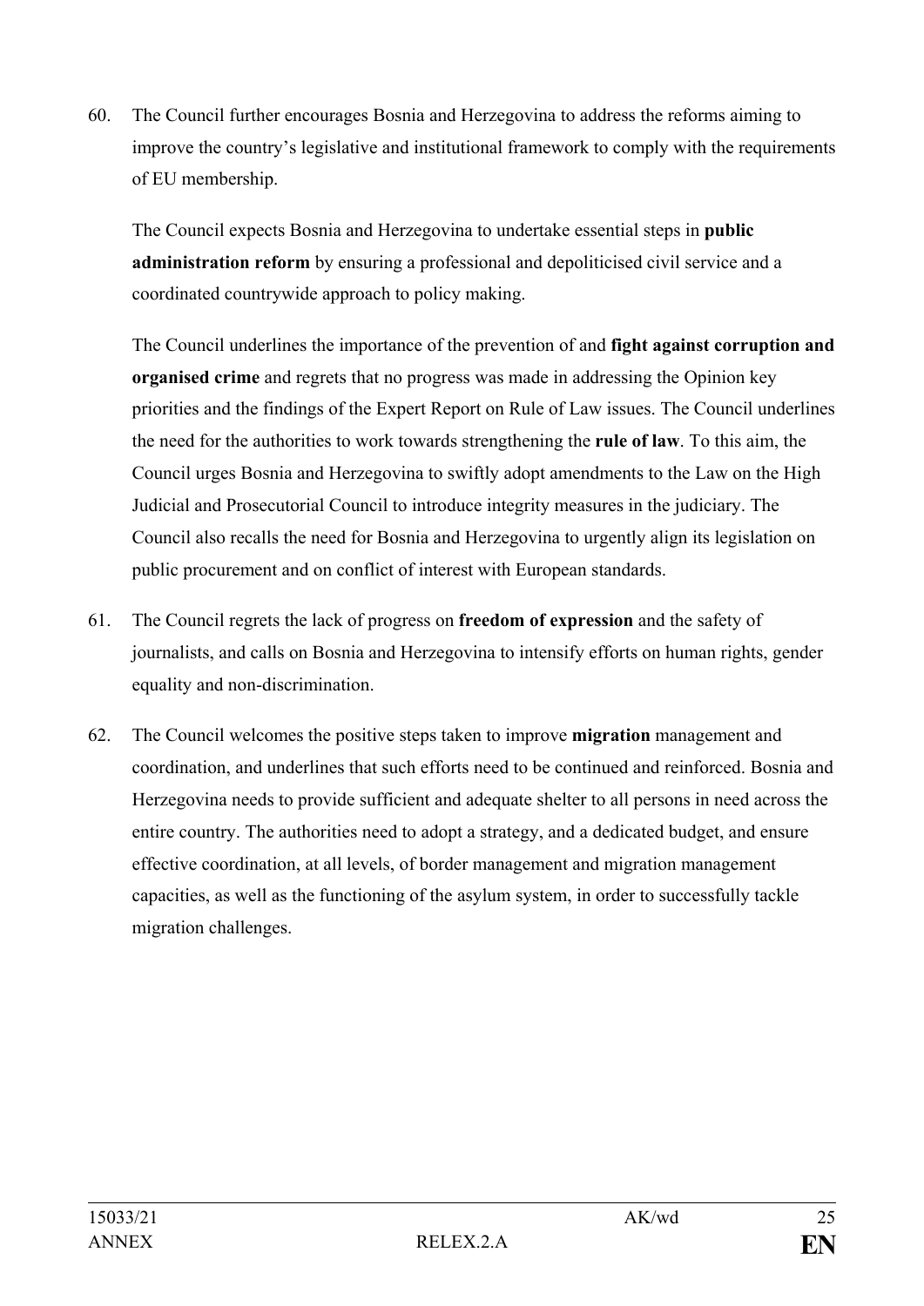60. The Council further encourages Bosnia and Herzegovina to address the reforms aiming to improve the country's legislative and institutional framework to comply with the requirements of EU membership.

    The Council expects Bosnia and Herzegovina to undertake essential steps in **public administration reform** by ensuring a professional and depoliticised civil service and a coordinated countrywide approach to policy making.

    The Council underlines the importance of the prevention of and **fight against corruption and organised crime** and regrets that no progress was made in addressing the Opinion key priorities and the findings of the Expert Report on Rule of Law issues. The Council underlines the need for the authorities to work towards strengthening the **rule of law**. To this aim, the Council urges Bosnia and Herzegovina to swiftly adopt amendments to the Law on the High Judicial and Prosecutorial Council to introduce integrity measures in the judiciary. The Council also recalls the need for Bosnia and Herzegovina to urgently align its legislation on public procurement and on conflict of interest with European standards.

61. The Council regrets the lack of progress on **freedom of expression** and the safety of journalists, and calls on Bosnia and Herzegovina to intensify efforts on human rights, gender equality and non-discrimination.

62. The Council welcomes the positive steps taken to improve **migration** management and coordination, and underlines that such efforts need to be continued and reinforced. Bosnia and Herzegovina needs to provide sufficient and adequate shelter to all persons in need across the entire country. The authorities need to adopt a strategy, and a dedicated budget, and ensure effective coordination, at all levels, of border management and migration management capacities, as well as the functioning of the asylum system, in order to successfully tackle migration challenges.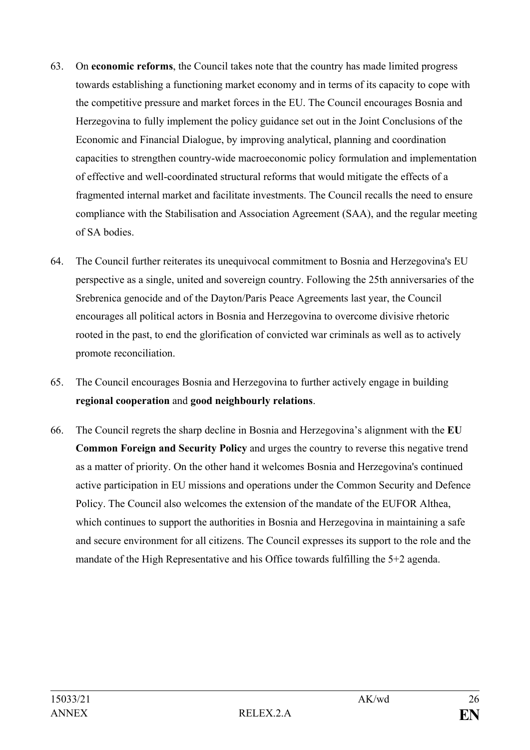63. On **economic reforms**, the Council takes note that the country has made limited progress towards establishing a functioning market economy and in terms of its capacity to cope with the competitive pressure and market forces in the EU. The Council encourages Bosnia and Herzegovina to fully implement the policy guidance set out in the Joint Conclusions of the Economic and Financial Dialogue, by improving analytical, planning and coordination capacities to strengthen country-wide macroeconomic policy formulation and implementation of effective and well-coordinated structural reforms that would mitigate the effects of a fragmented internal market and facilitate investments. The Council recalls the need to ensure compliance with the Stabilisation and Association Agreement (SAA), and the regular meeting of SA bodies.

64. The Council further reiterates its unequivocal commitment to Bosnia and Herzegovina's EU perspective as a single, united and sovereign country. Following the 25th anniversaries of the Srebrenica genocide and of the Dayton/Paris Peace Agreements last year, the Council encourages all political actors in Bosnia and Herzegovina to overcome divisive rhetoric rooted in the past, to end the glorification of convicted war criminals as well as to actively promote reconciliation.

65. The Council encourages Bosnia and Herzegovina to further actively engage in building **regional cooperation** and **good neighbourly relations**.

66. The Council regrets the sharp decline in Bosnia and Herzegovina's alignment with the **EU Common Foreign and Security Policy** and urges the country to reverse this negative trend as a matter of priority. On the other hand it welcomes Bosnia and Herzegovina's continued active participation in EU missions and operations under the Common Security and Defence Policy. The Council also welcomes the extension of the mandate of the EUFOR Althea, which continues to support the authorities in Bosnia and Herzegovina in maintaining a safe and secure environment for all citizens. The Council expresses its support to the role and the mandate of the High Representative and his Office towards fulfilling the 5+2 agenda.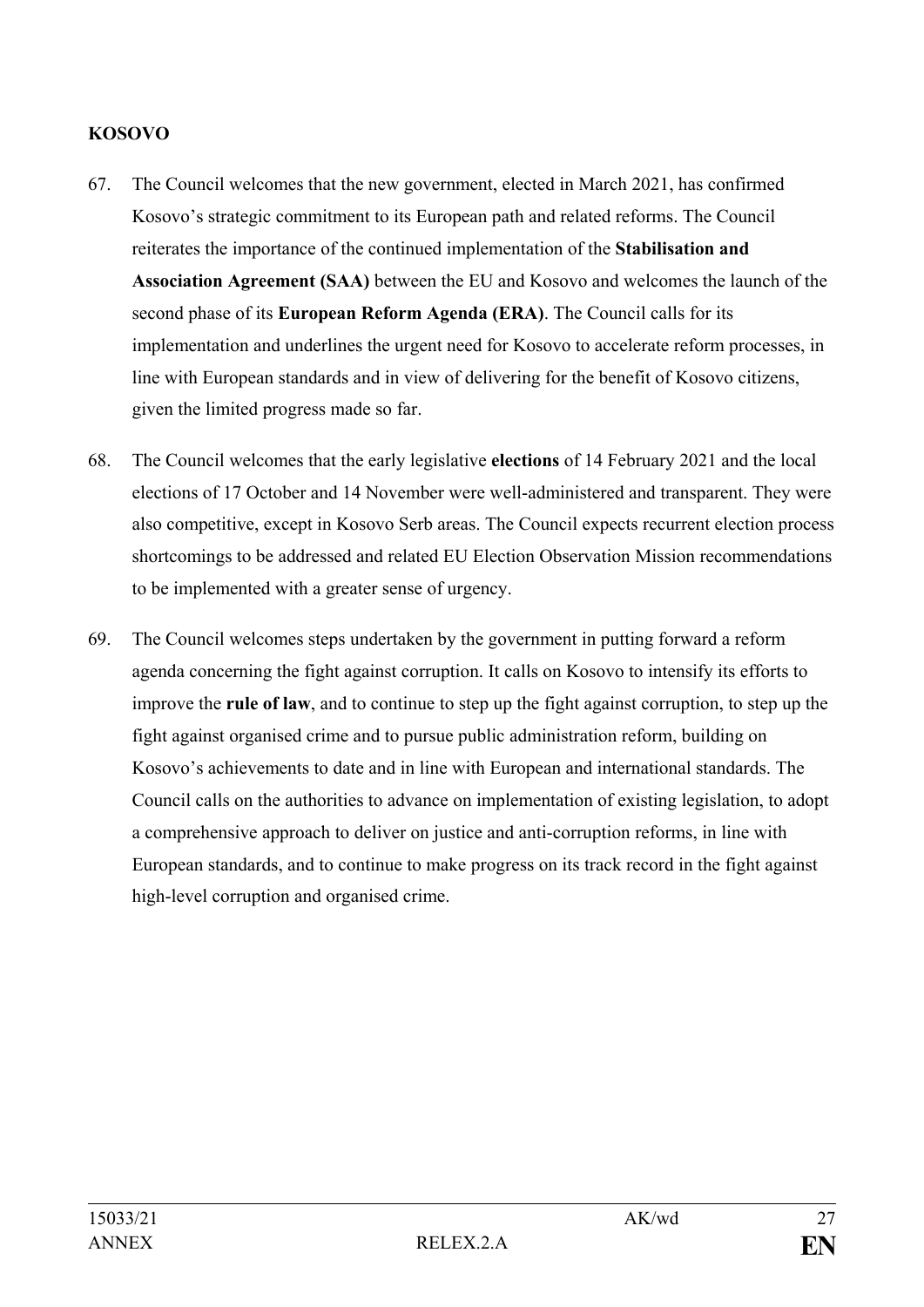**KOSOVO**

67. The Council welcomes that the new government, elected in March 2021, has confirmed Kosovo's strategic commitment to its European path and related reforms. The Council reiterates the importance of the continued implementation of the **Stabilisation and Association Agreement (SAA)** between the EU and Kosovo and welcomes the launch of the second phase of its **European Reform Agenda (ERA)**. The Council calls for its implementation and underlines the urgent need for Kosovo to accelerate reform processes, in line with European standards and in view of delivering for the benefit of Kosovo citizens, given the limited progress made so far.

68. The Council welcomes that the early legislative **elections** of 14 February 2021 and the local elections of 17 October and 14 November were well-administered and transparent. They were also competitive, except in Kosovo Serb areas. The Council expects recurrent election process shortcomings to be addressed and related EU Election Observation Mission recommendations to be implemented with a greater sense of urgency.

69. The Council welcomes steps undertaken by the government in putting forward a reform agenda concerning the fight against corruption. It calls on Kosovo to intensify its efforts to improve the **rule of law**, and to continue to step up the fight against corruption, to step up the fight against organised crime and to pursue public administration reform, building on Kosovo's achievements to date and in line with European and international standards. The Council calls on the authorities to advance on implementation of existing legislation, to adopt a comprehensive approach to deliver on justice and anti-corruption reforms, in line with European standards, and to continue to make progress on its track record in the fight against high-level corruption and organised crime.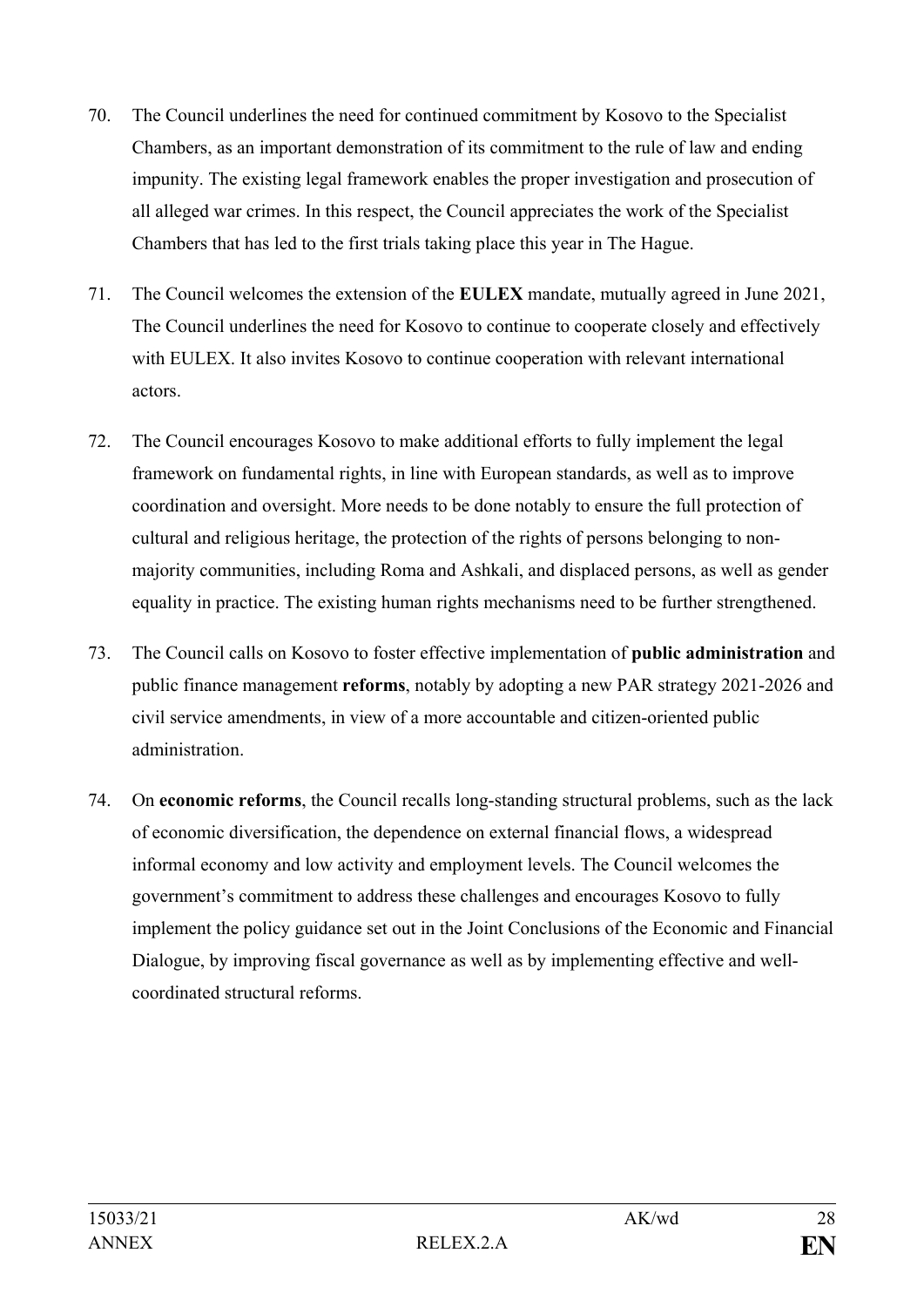70. The Council underlines the need for continued commitment by Kosovo to the Specialist Chambers, as an important demonstration of its commitment to the rule of law and ending impunity. The existing legal framework enables the proper investigation and prosecution of all alleged war crimes. In this respect, the Council appreciates the work of the Specialist Chambers that has led to the first trials taking place this year in The Hague.

71. The Council welcomes the extension of the **EULEX** mandate, mutually agreed in June 2021, The Council underlines the need for Kosovo to continue to cooperate closely and effectively with EULEX. It also invites Kosovo to continue cooperation with relevant international actors.

72. The Council encourages Kosovo to make additional efforts to fully implement the legal framework on fundamental rights, in line with European standards, as well as to improve coordination and oversight. More needs to be done notably to ensure the full protection of cultural and religious heritage, the protection of the rights of persons belonging to non-majority communities, including Roma and Ashkali, and displaced persons, as well as gender equality in practice. The existing human rights mechanisms need to be further strengthened.

73. The Council calls on Kosovo to foster effective implementation of **public administration** and public finance management **reforms**, notably by adopting a new PAR strategy 2021-2026 and civil service amendments, in view of a more accountable and citizen-oriented public administration.

74. On **economic reforms**, the Council recalls long-standing structural problems, such as the lack of economic diversification, the dependence on external financial flows, a widespread informal economy and low activity and employment levels. The Council welcomes the government's commitment to address these challenges and encourages Kosovo to fully implement the policy guidance set out in the Joint Conclusions of the Economic and Financial Dialogue, by improving fiscal governance as well as by implementing effective and well-coordinated structural reforms.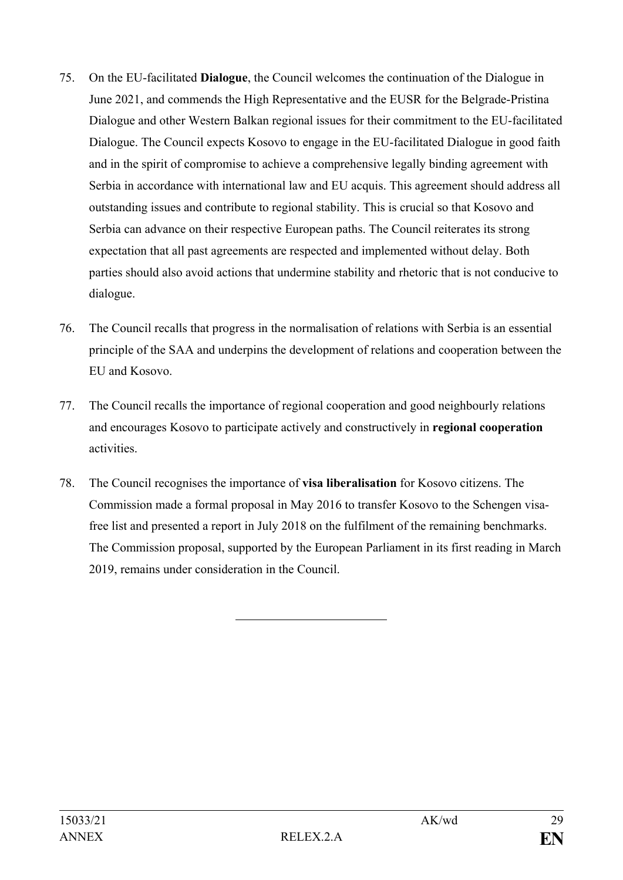75. On the EU-facilitated **Dialogue**, the Council welcomes the continuation of the Dialogue in June 2021, and commends the High Representative and the EUSR for the Belgrade-Pristina Dialogue and other Western Balkan regional issues for their commitment to the EU-facilitated Dialogue. The Council expects Kosovo to engage in the EU-facilitated Dialogue in good faith and in the spirit of compromise to achieve a comprehensive legally binding agreement with Serbia in accordance with international law and EU acquis. This agreement should address all outstanding issues and contribute to regional stability. This is crucial so that Kosovo and Serbia can advance on their respective European paths. The Council reiterates its strong expectation that all past agreements are respected and implemented without delay. Both parties should also avoid actions that undermine stability and rhetoric that is not conducive to dialogue.

76. The Council recalls that progress in the normalisation of relations with Serbia is an essential principle of the SAA and underpins the development of relations and cooperation between the EU and Kosovo.

77. The Council recalls the importance of regional cooperation and good neighbourly relations and encourages Kosovo to participate actively and constructively in **regional cooperation** activities.

78. The Council recognises the importance of **visa liberalisation** for Kosovo citizens. The Commission made a formal proposal in May 2016 to transfer Kosovo to the Schengen visa-free list and presented a report in July 2018 on the fulfilment of the remaining benchmarks. The Commission proposal, supported by the European Parliament in its first reading in March 2019, remains under consideration in the Council.

---